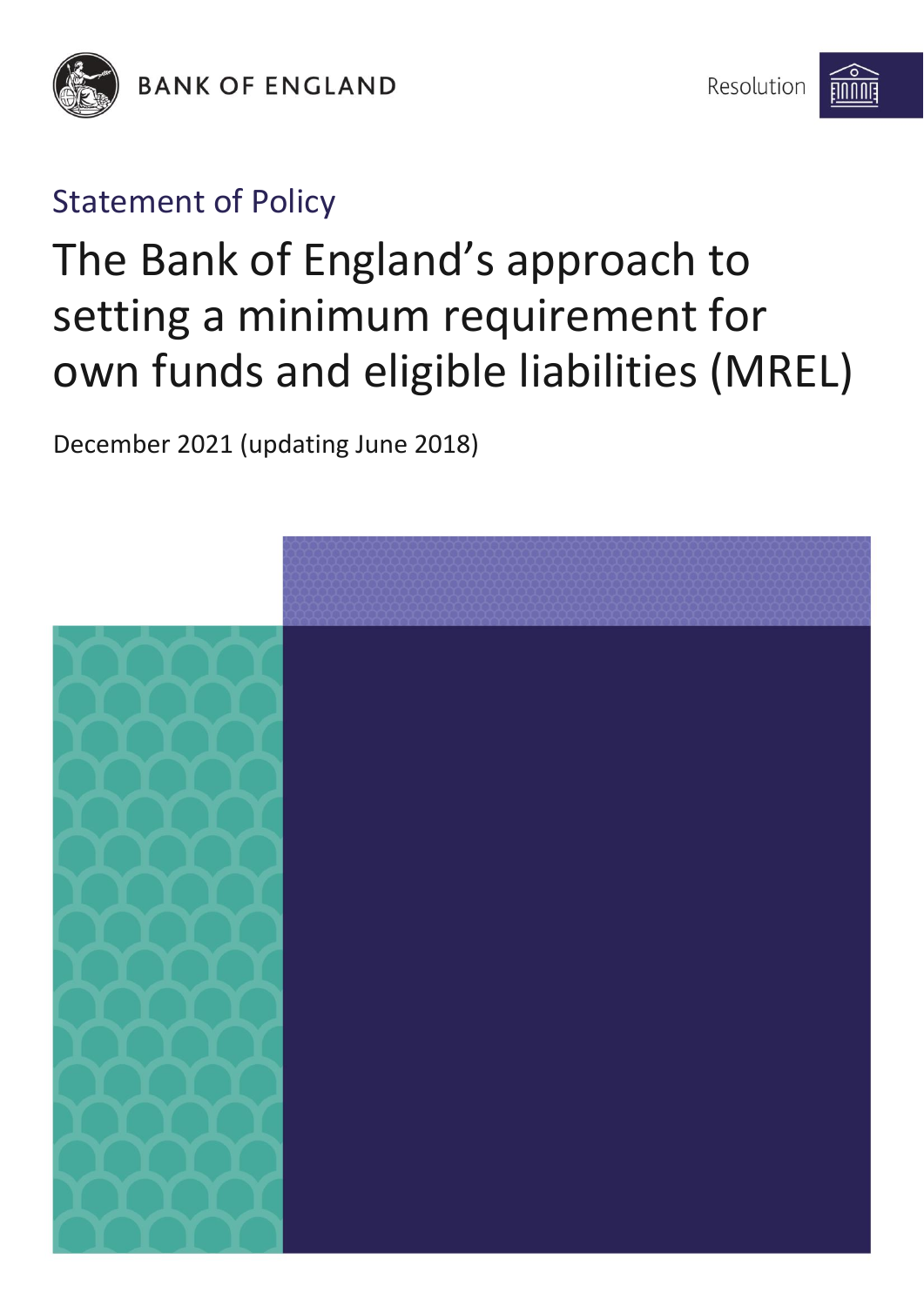BANK OF ENGLAND

Resolution

Statement of Policy

# The Bank of England's approach to setting a minimum requirement for own funds and eligible liabilities (MREL)

December 2021 (updating June 2018)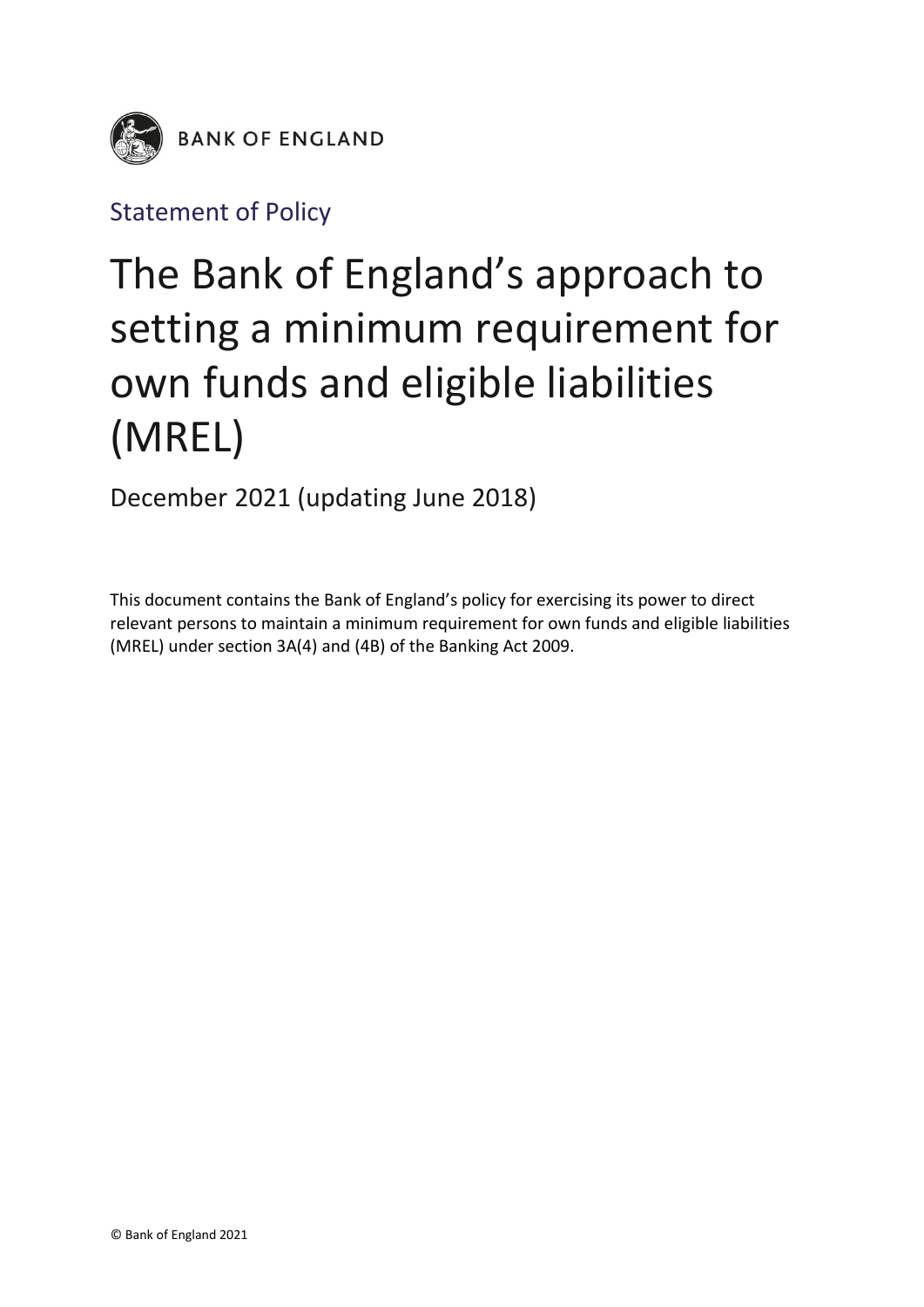BANK OF ENGLAND

Statement of Policy

# The Bank of England's approach to setting a minimum requirement for own funds and eligible liabilities (MREL)

December 2021 (updating June 2018)

This document contains the Bank of England's policy for exercising its power to direct relevant persons to maintain a minimum requirement for own funds and eligible liabilities (MREL) under section 3A(4) and (4B) of the Banking Act 2009.

© Bank of England 2021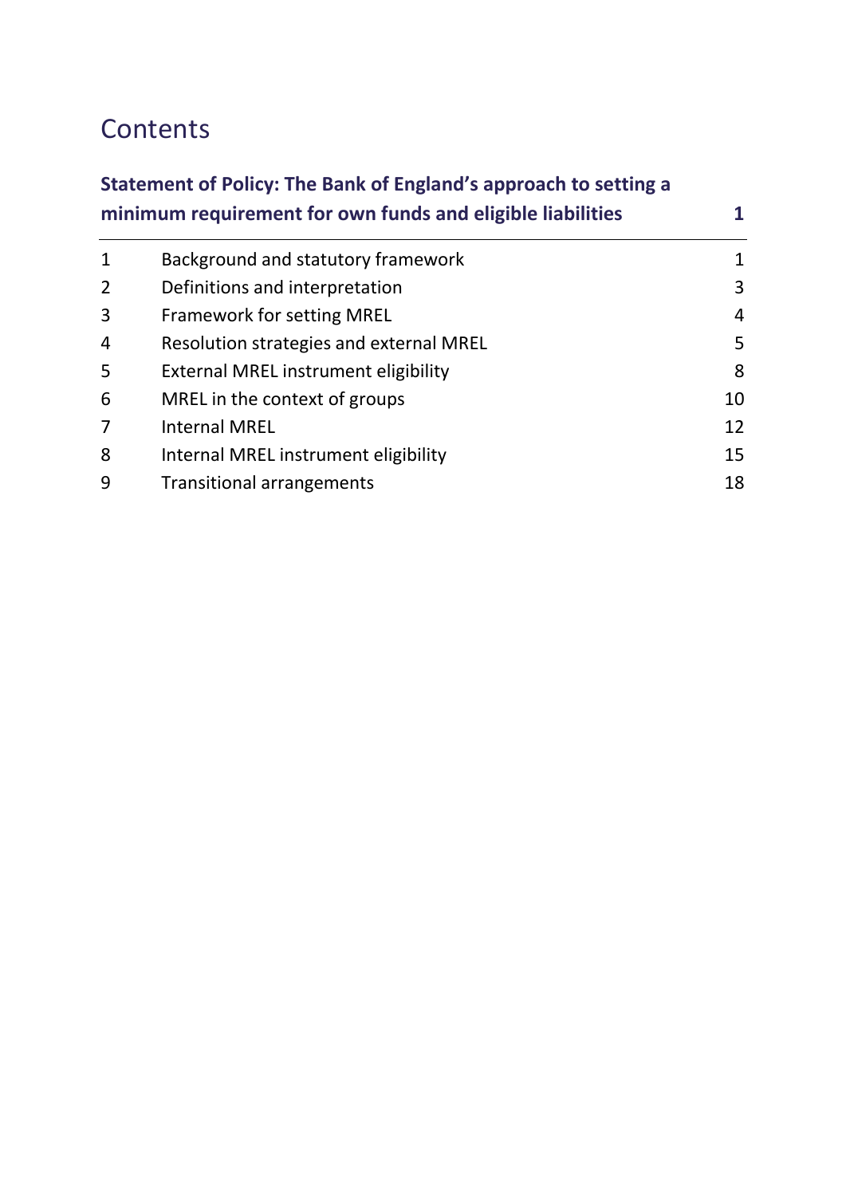# Contents

| **Statement of Policy: The Bank of England's approach to setting a minimum requirement for own funds and eligible liabilities** | | **1** |
|---|---|---|
| 1 | Background and statutory framework | 1 |
| 2 | Definitions and interpretation | 3 |
| 3 | Framework for setting MREL | 4 |
| 4 | Resolution strategies and external MREL | 5 |
| 5 | External MREL instrument eligibility | 8 |
| 6 | MREL in the context of groups | 10 |
| 7 | Internal MREL | 12 |
| 8 | Internal MREL instrument eligibility | 15 |
| 9 | Transitional arrangements | 18 |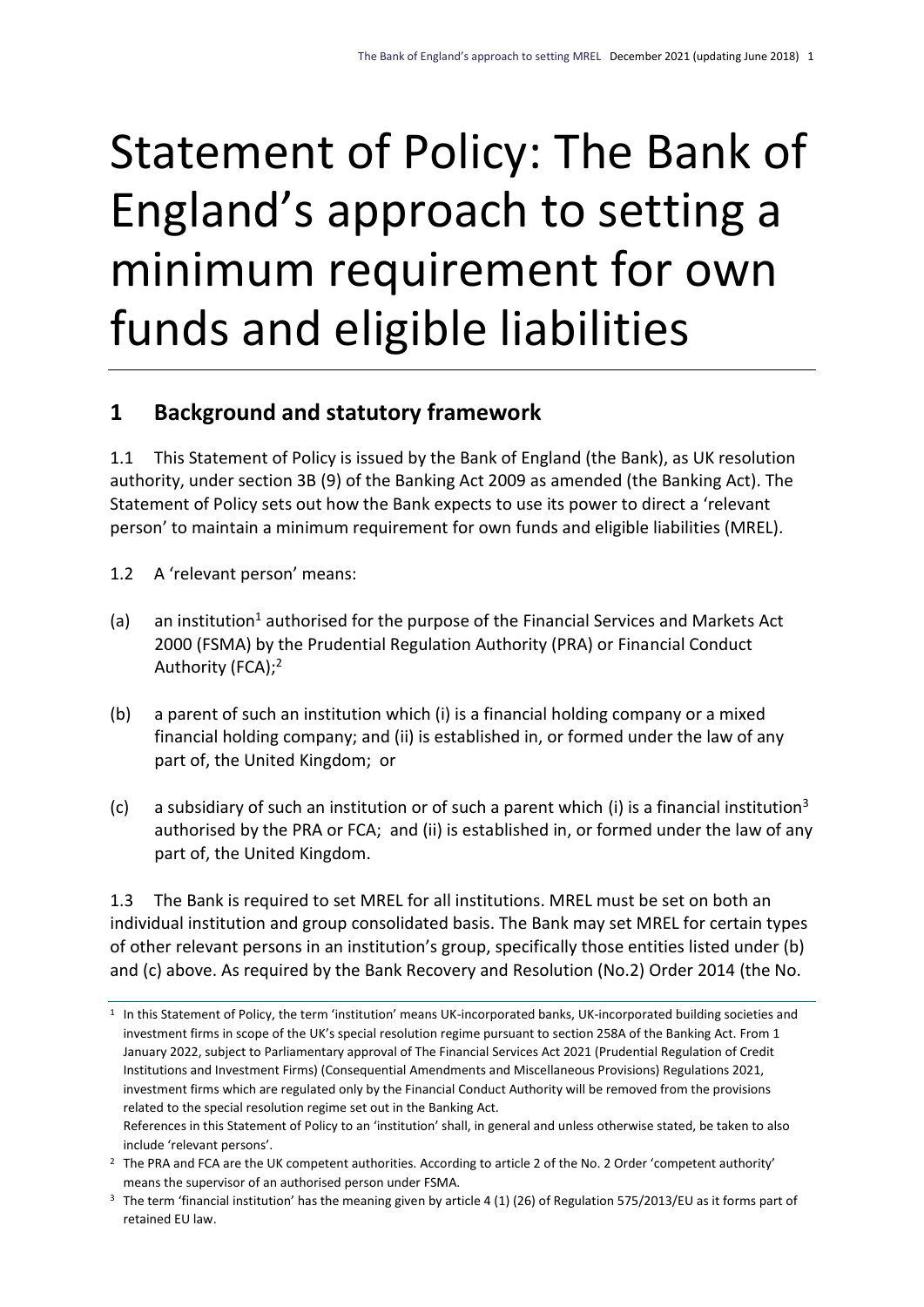# Statement of Policy: The Bank of England's approach to setting a minimum requirement for own funds and eligible liabilities

## 1 Background and statutory framework

1.1 This Statement of Policy is issued by the Bank of England (the Bank), as UK resolution authority, under section 3B (9) of the Banking Act 2009 as amended (the Banking Act). The Statement of Policy sets out how the Bank expects to use its power to direct a 'relevant person' to maintain a minimum requirement for own funds and eligible liabilities (MREL).

1.2 A 'relevant person' means:

(a) an institution[1] authorised for the purpose of the Financial Services and Markets Act 2000 (FSMA) by the Prudential Regulation Authority (PRA) or Financial Conduct Authority (FCA);[2]

(b) a parent of such an institution which (i) is a financial holding company or a mixed financial holding company; and (ii) is established in, or formed under the law of any part of, the United Kingdom; or

(c) a subsidiary of such an institution or of such a parent which (i) is a financial institution[3] authorised by the PRA or FCA; and (ii) is established in, or formed under the law of any part of, the United Kingdom.

1.3 The Bank is required to set MREL for all institutions. MREL must be set on both an individual institution and group consolidated basis. The Bank may set MREL for certain types of other relevant persons in an institution's group, specifically those entities listed under (b) and (c) above. As required by the Bank Recovery and Resolution (No.2) Order 2014 (the No.

---

[1] In this Statement of Policy, the term 'institution' means UK-incorporated banks, UK-incorporated building societies and investment firms in scope of the UK's special resolution regime pursuant to section 258A of the Banking Act. From 1 January 2022, subject to Parliamentary approval of The Financial Services Act 2021 (Prudential Regulation of Credit Institutions and Investment Firms) (Consequential Amendments and Miscellaneous Provisions) Regulations 2021, investment firms which are regulated only by the Financial Conduct Authority will be removed from the provisions related to the special resolution regime set out in the Banking Act.
References in this Statement of Policy to an 'institution' shall, in general and unless otherwise stated, be taken to also include 'relevant persons'.

[2] The PRA and FCA are the UK competent authorities. According to article 2 of the No. 2 Order 'competent authority' means the supervisor of an authorised person under FSMA.

[3] The term 'financial institution' has the meaning given by article 4 (1) (26) of Regulation 575/2013/EU as it forms part of retained EU law.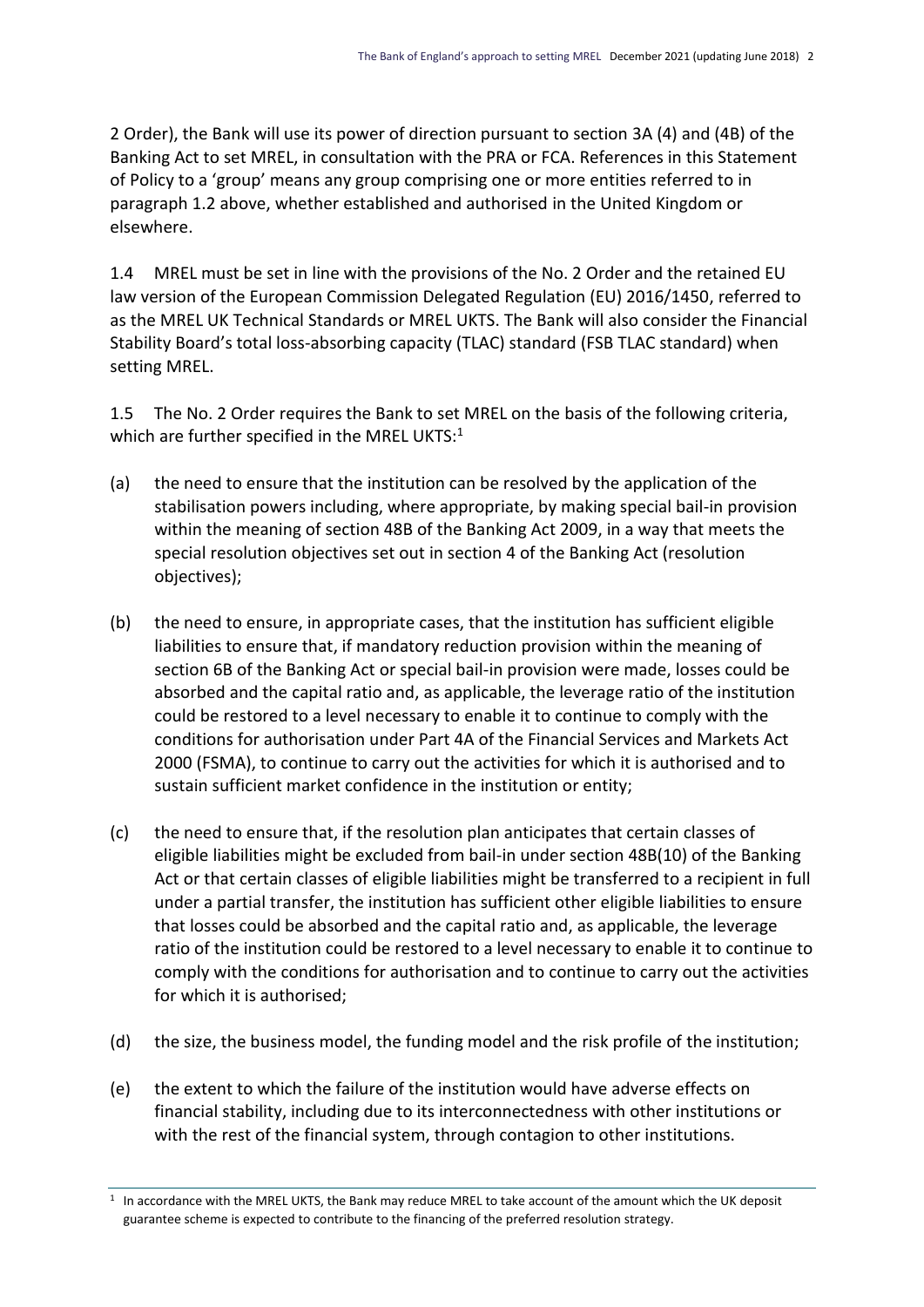2 Order), the Bank will use its power of direction pursuant to section 3A (4) and (4B) of the Banking Act to set MREL, in consultation with the PRA or FCA. References in this Statement of Policy to a 'group' means any group comprising one or more entities referred to in paragraph 1.2 above, whether established and authorised in the United Kingdom or elsewhere.

1.4 MREL must be set in line with the provisions of the No. 2 Order and the retained EU law version of the European Commission Delegated Regulation (EU) 2016/1450, referred to as the MREL UK Technical Standards or MREL UKTS. The Bank will also consider the Financial Stability Board's total loss-absorbing capacity (TLAC) standard (FSB TLAC standard) when setting MREL.

1.5 The No. 2 Order requires the Bank to set MREL on the basis of the following criteria, which are further specified in the MREL UKTS:[1]

(a) the need to ensure that the institution can be resolved by the application of the stabilisation powers including, where appropriate, by making special bail-in provision within the meaning of section 48B of the Banking Act 2009, in a way that meets the special resolution objectives set out in section 4 of the Banking Act (resolution objectives);

(b) the need to ensure, in appropriate cases, that the institution has sufficient eligible liabilities to ensure that, if mandatory reduction provision within the meaning of section 6B of the Banking Act or special bail-in provision were made, losses could be absorbed and the capital ratio and, as applicable, the leverage ratio of the institution could be restored to a level necessary to enable it to continue to comply with the conditions for authorisation under Part 4A of the Financial Services and Markets Act 2000 (FSMA), to continue to carry out the activities for which it is authorised and to sustain sufficient market confidence in the institution or entity;

(c) the need to ensure that, if the resolution plan anticipates that certain classes of eligible liabilities might be excluded from bail-in under section 48B(10) of the Banking Act or that certain classes of eligible liabilities might be transferred to a recipient in full under a partial transfer, the institution has sufficient other eligible liabilities to ensure that losses could be absorbed and the capital ratio and, as applicable, the leverage ratio of the institution could be restored to a level necessary to enable it to continue to comply with the conditions for authorisation and to continue to carry out the activities for which it is authorised;

(d) the size, the business model, the funding model and the risk profile of the institution;

(e) the extent to which the failure of the institution would have adverse effects on financial stability, including due to its interconnectedness with other institutions or with the rest of the financial system, through contagion to other institutions.

[1] In accordance with the MREL UKTS, the Bank may reduce MREL to take account of the amount which the UK deposit guarantee scheme is expected to contribute to the financing of the preferred resolution strategy.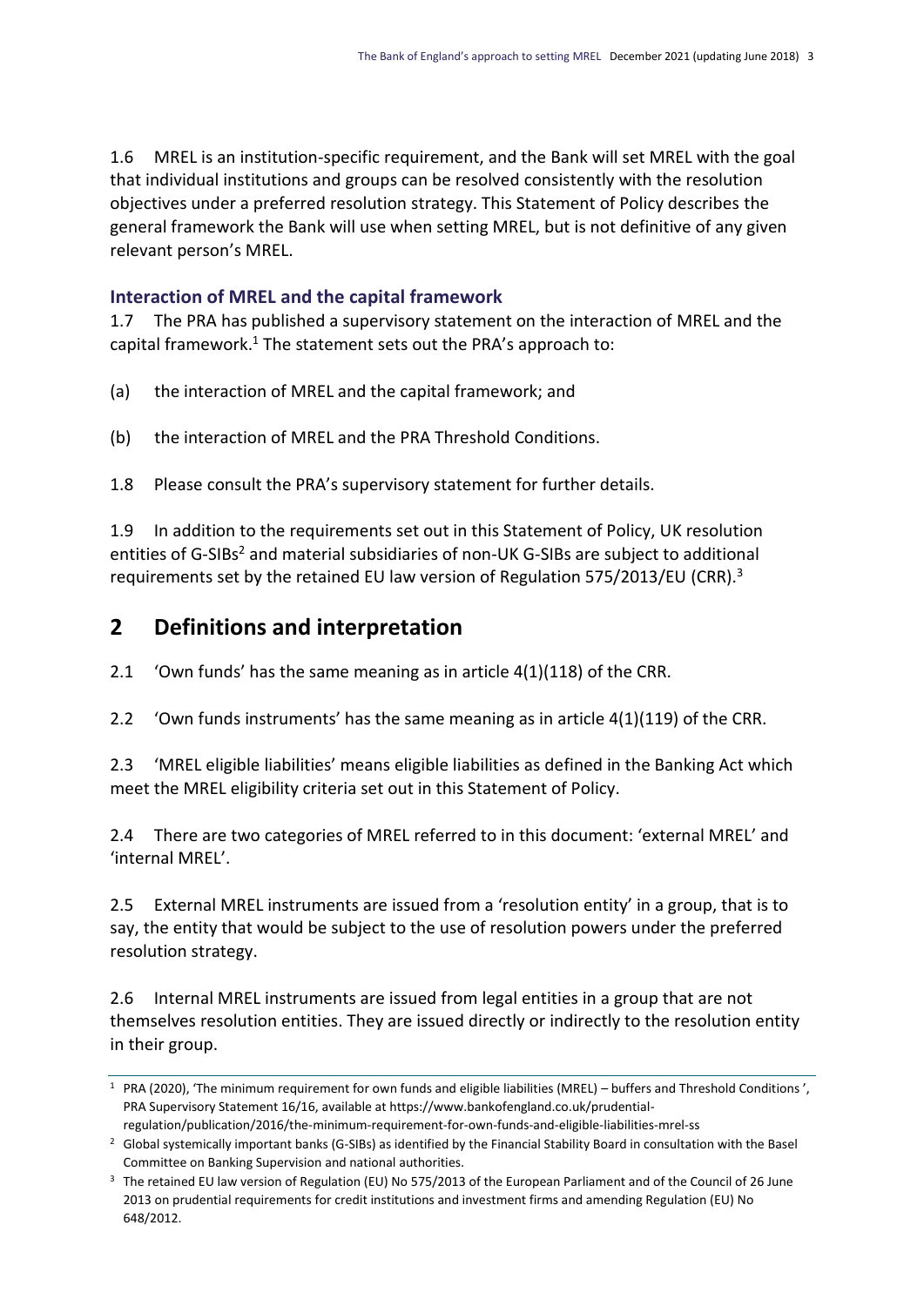1.6 MREL is an institution-specific requirement, and the Bank will set MREL with the goal that individual institutions and groups can be resolved consistently with the resolution objectives under a preferred resolution strategy. This Statement of Policy describes the general framework the Bank will use when setting MREL, but is not definitive of any given relevant person's MREL.

### Interaction of MREL and the capital framework

1.7 The PRA has published a supervisory statement on the interaction of MREL and the capital framework.[1] The statement sets out the PRA's approach to:

(a) the interaction of MREL and the capital framework; and

(b) the interaction of MREL and the PRA Threshold Conditions.

1.8 Please consult the PRA's supervisory statement for further details.

1.9 In addition to the requirements set out in this Statement of Policy, UK resolution entities of G-SIBs[2] and material subsidiaries of non-UK G-SIBs are subject to additional requirements set by the retained EU law version of Regulation 575/2013/EU (CRR).[3]

## 2 Definitions and interpretation

2.1 'Own funds' has the same meaning as in article 4(1)(118) of the CRR.

2.2 'Own funds instruments' has the same meaning as in article 4(1)(119) of the CRR.

2.3 'MREL eligible liabilities' means eligible liabilities as defined in the Banking Act which meet the MREL eligibility criteria set out in this Statement of Policy.

2.4 There are two categories of MREL referred to in this document: 'external MREL' and 'internal MREL'.

2.5 External MREL instruments are issued from a 'resolution entity' in a group, that is to say, the entity that would be subject to the use of resolution powers under the preferred resolution strategy.

2.6 Internal MREL instruments are issued from legal entities in a group that are not themselves resolution entities. They are issued directly or indirectly to the resolution entity in their group.

---

[1] PRA (2020), 'The minimum requirement for own funds and eligible liabilities (MREL) – buffers and Threshold Conditions', PRA Supervisory Statement 16/16, available at https://www.bankofengland.co.uk/prudential-regulation/publication/2016/the-minimum-requirement-for-own-funds-and-eligible-liabilities-mrel-ss

[2] Global systemically important banks (G-SIBs) as identified by the Financial Stability Board in consultation with the Basel Committee on Banking Supervision and national authorities.

[3] The retained EU law version of Regulation (EU) No 575/2013 of the European Parliament and of the Council of 26 June 2013 on prudential requirements for credit institutions and investment firms and amending Regulation (EU) No 648/2012.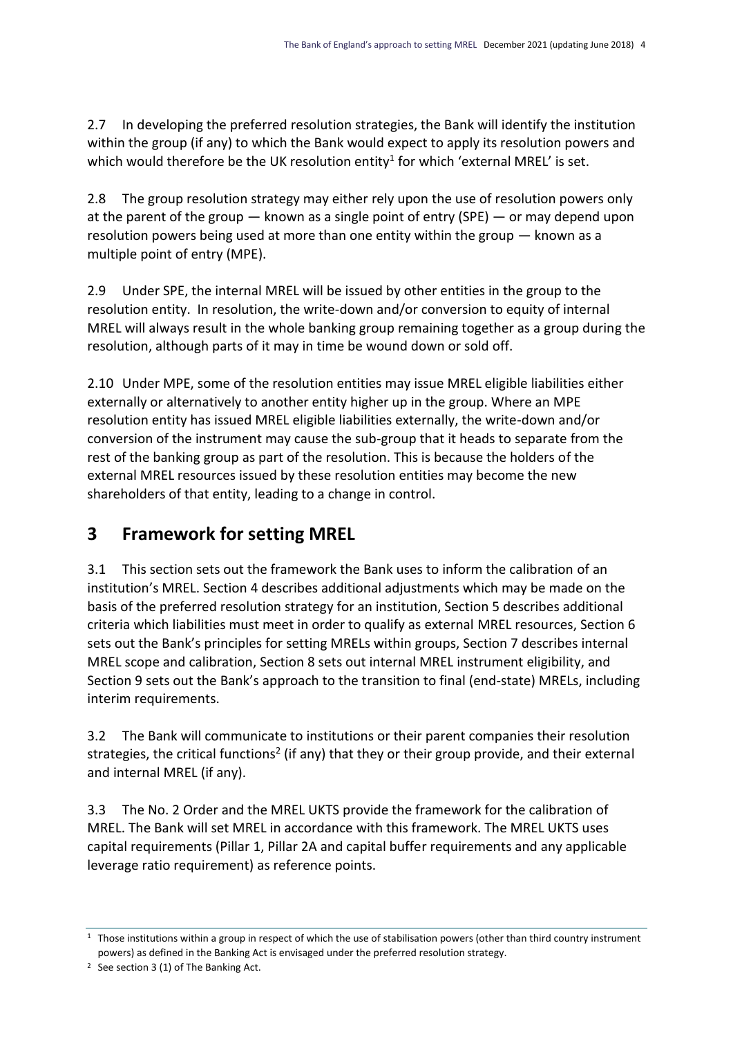2.7 In developing the preferred resolution strategies, the Bank will identify the institution within the group (if any) to which the Bank would expect to apply its resolution powers and which would therefore be the UK resolution entity[1] for which 'external MREL' is set.

2.8 The group resolution strategy may either rely upon the use of resolution powers only at the parent of the group — known as a single point of entry (SPE) — or may depend upon resolution powers being used at more than one entity within the group — known as a multiple point of entry (MPE).

2.9 Under SPE, the internal MREL will be issued by other entities in the group to the resolution entity. In resolution, the write-down and/or conversion to equity of internal MREL will always result in the whole banking group remaining together as a group during the resolution, although parts of it may in time be wound down or sold off.

2.10 Under MPE, some of the resolution entities may issue MREL eligible liabilities either externally or alternatively to another entity higher up in the group. Where an MPE resolution entity has issued MREL eligible liabilities externally, the write-down and/or conversion of the instrument may cause the sub-group that it heads to separate from the rest of the banking group as part of the resolution. This is because the holders of the external MREL resources issued by these resolution entities may become the new shareholders of that entity, leading to a change in control.

## 3 Framework for setting MREL

3.1 This section sets out the framework the Bank uses to inform the calibration of an institution's MREL. Section 4 describes additional adjustments which may be made on the basis of the preferred resolution strategy for an institution, Section 5 describes additional criteria which liabilities must meet in order to qualify as external MREL resources, Section 6 sets out the Bank's principles for setting MRELs within groups, Section 7 describes internal MREL scope and calibration, Section 8 sets out internal MREL instrument eligibility, and Section 9 sets out the Bank's approach to the transition to final (end-state) MRELs, including interim requirements.

3.2 The Bank will communicate to institutions or their parent companies their resolution strategies, the critical functions[2] (if any) that they or their group provide, and their external and internal MREL (if any).

3.3 The No. 2 Order and the MREL UKTS provide the framework for the calibration of MREL. The Bank will set MREL in accordance with this framework. The MREL UKTS uses capital requirements (Pillar 1, Pillar 2A and capital buffer requirements and any applicable leverage ratio requirement) as reference points.

---

[1] Those institutions within a group in respect of which the use of stabilisation powers (other than third country instrument powers) as defined in the Banking Act is envisaged under the preferred resolution strategy.

[2] See section 3 (1) of The Banking Act.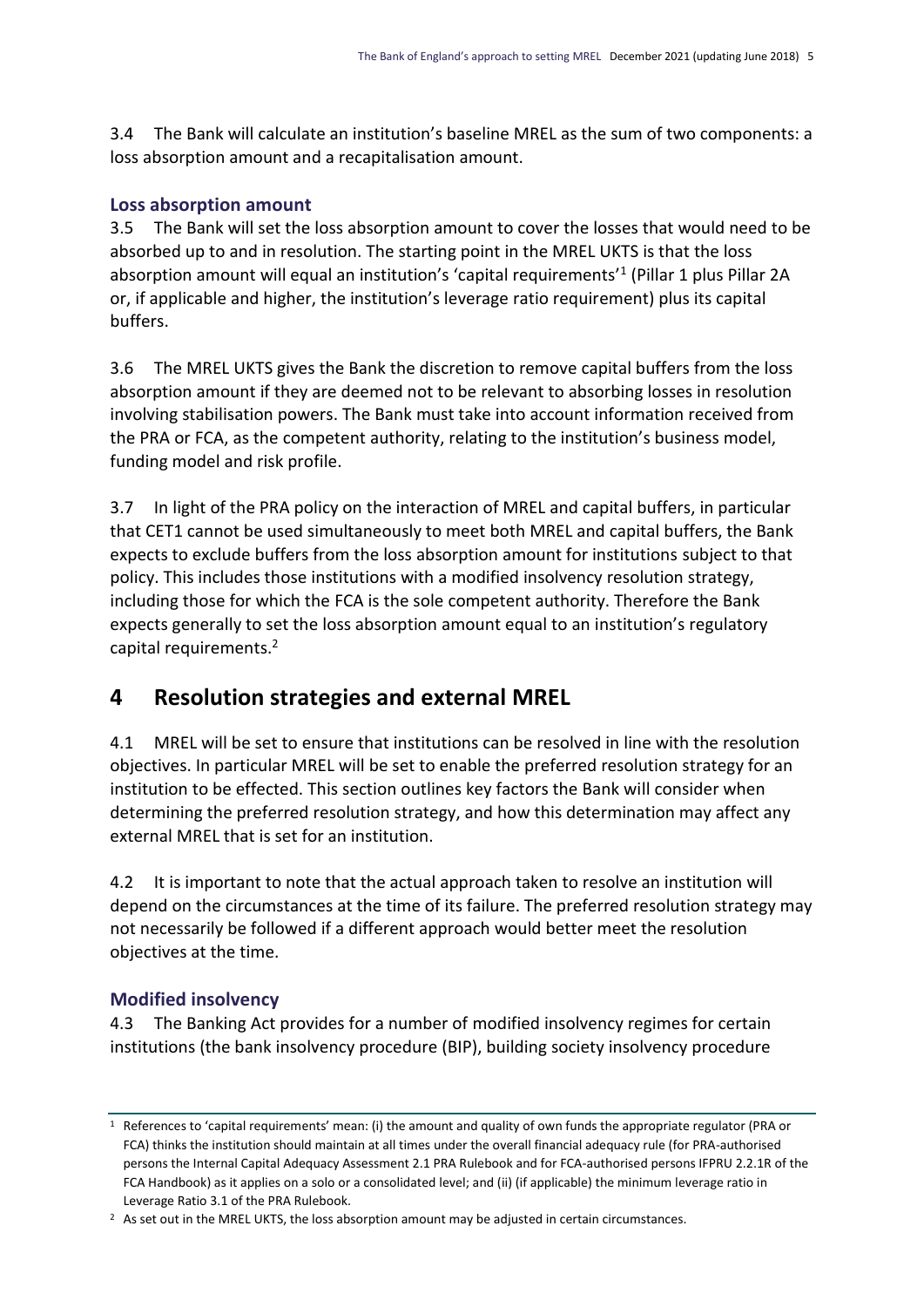3.4 The Bank will calculate an institution's baseline MREL as the sum of two components: a loss absorption amount and a recapitalisation amount.

### Loss absorption amount

3.5 The Bank will set the loss absorption amount to cover the losses that would need to be absorbed up to and in resolution. The starting point in the MREL UKTS is that the loss absorption amount will equal an institution's 'capital requirements'[1] (Pillar 1 plus Pillar 2A or, if applicable and higher, the institution's leverage ratio requirement) plus its capital buffers.

3.6 The MREL UKTS gives the Bank the discretion to remove capital buffers from the loss absorption amount if they are deemed not to be relevant to absorbing losses in resolution involving stabilisation powers. The Bank must take into account information received from the PRA or FCA, as the competent authority, relating to the institution's business model, funding model and risk profile.

3.7 In light of the PRA policy on the interaction of MREL and capital buffers, in particular that CET1 cannot be used simultaneously to meet both MREL and capital buffers, the Bank expects to exclude buffers from the loss absorption amount for institutions subject to that policy. This includes those institutions with a modified insolvency resolution strategy, including those for which the FCA is the sole competent authority. Therefore the Bank expects generally to set the loss absorption amount equal to an institution's regulatory capital requirements.[2]

## 4 Resolution strategies and external MREL

4.1 MREL will be set to ensure that institutions can be resolved in line with the resolution objectives. In particular MREL will be set to enable the preferred resolution strategy for an institution to be effected. This section outlines key factors the Bank will consider when determining the preferred resolution strategy, and how this determination may affect any external MREL that is set for an institution.

4.2 It is important to note that the actual approach taken to resolve an institution will depend on the circumstances at the time of its failure. The preferred resolution strategy may not necessarily be followed if a different approach would better meet the resolution objectives at the time.

### Modified insolvency

4.3 The Banking Act provides for a number of modified insolvency regimes for certain institutions (the bank insolvency procedure (BIP), building society insolvency procedure

---

[1] References to 'capital requirements' mean: (i) the amount and quality of own funds the appropriate regulator (PRA or FCA) thinks the institution should maintain at all times under the overall financial adequacy rule (for PRA-authorised persons the Internal Capital Adequacy Assessment 2.1 PRA Rulebook and for FCA-authorised persons IFPRU 2.2.1R of the FCA Handbook) as it applies on a solo or a consolidated level; and (ii) (if applicable) the minimum leverage ratio in Leverage Ratio 3.1 of the PRA Rulebook.

[2] As set out in the MREL UKTS, the loss absorption amount may be adjusted in certain circumstances.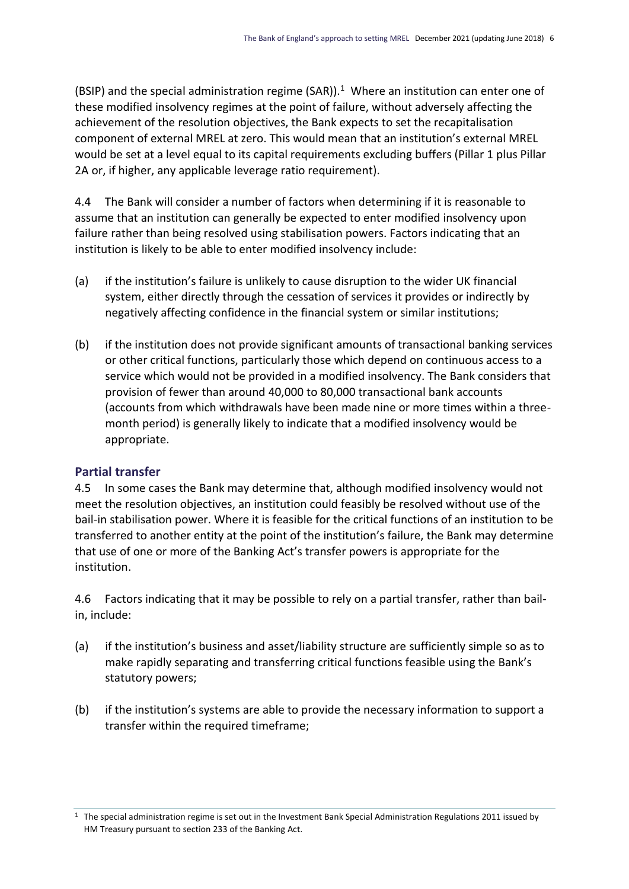(BSIP) and the special administration regime (SAR)).[1] Where an institution can enter one of these modified insolvency regimes at the point of failure, without adversely affecting the achievement of the resolution objectives, the Bank expects to set the recapitalisation component of external MREL at zero. This would mean that an institution's external MREL would be set at a level equal to its capital requirements excluding buffers (Pillar 1 plus Pillar 2A or, if higher, any applicable leverage ratio requirement).

4.4 The Bank will consider a number of factors when determining if it is reasonable to assume that an institution can generally be expected to enter modified insolvency upon failure rather than being resolved using stabilisation powers. Factors indicating that an institution is likely to be able to enter modified insolvency include:

(a) if the institution's failure is unlikely to cause disruption to the wider UK financial system, either directly through the cessation of services it provides or indirectly by negatively affecting confidence in the financial system or similar institutions;

(b) if the institution does not provide significant amounts of transactional banking services or other critical functions, particularly those which depend on continuous access to a service which would not be provided in a modified insolvency. The Bank considers that provision of fewer than around 40,000 to 80,000 transactional bank accounts (accounts from which withdrawals have been made nine or more times within a three-month period) is generally likely to indicate that a modified insolvency would be appropriate.

### Partial transfer

4.5 In some cases the Bank may determine that, although modified insolvency would not meet the resolution objectives, an institution could feasibly be resolved without use of the bail-in stabilisation power. Where it is feasible for the critical functions of an institution to be transferred to another entity at the point of the institution's failure, the Bank may determine that use of one or more of the Banking Act's transfer powers is appropriate for the institution.

4.6 Factors indicating that it may be possible to rely on a partial transfer, rather than bail-in, include:

(a) if the institution's business and asset/liability structure are sufficiently simple so as to make rapidly separating and transferring critical functions feasible using the Bank's statutory powers;

(b) if the institution's systems are able to provide the necessary information to support a transfer within the required timeframe;

[1] The special administration regime is set out in the Investment Bank Special Administration Regulations 2011 issued by HM Treasury pursuant to section 233 of the Banking Act.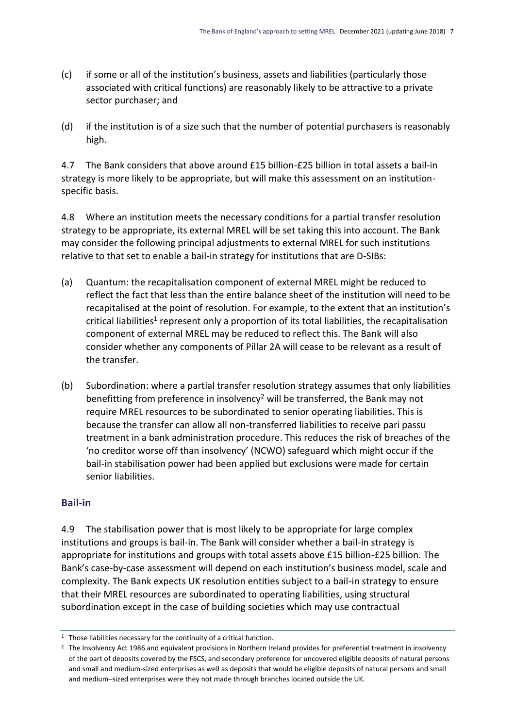(c) if some or all of the institution's business, assets and liabilities (particularly those associated with critical functions) are reasonably likely to be attractive to a private sector purchaser; and

(d) if the institution is of a size such that the number of potential purchasers is reasonably high.

4.7 The Bank considers that above around £15 billion-£25 billion in total assets a bail-in strategy is more likely to be appropriate, but will make this assessment on an institution-specific basis.

4.8 Where an institution meets the necessary conditions for a partial transfer resolution strategy to be appropriate, its external MREL will be set taking this into account. The Bank may consider the following principal adjustments to external MREL for such institutions relative to that set to enable a bail-in strategy for institutions that are D-SIBs:

(a) Quantum: the recapitalisation component of external MREL might be reduced to reflect the fact that less than the entire balance sheet of the institution will need to be recapitalised at the point of resolution. For example, to the extent that an institution's critical liabilities[1] represent only a proportion of its total liabilities, the recapitalisation component of external MREL may be reduced to reflect this. The Bank will also consider whether any components of Pillar 2A will cease to be relevant as a result of the transfer.

(b) Subordination: where a partial transfer resolution strategy assumes that only liabilities benefitting from preference in insolvency[2] will be transferred, the Bank may not require MREL resources to be subordinated to senior operating liabilities. This is because the transfer can allow all non-transferred liabilities to receive pari passu treatment in a bank administration procedure. This reduces the risk of breaches of the 'no creditor worse off than insolvency' (NCWO) safeguard which might occur if the bail-in stabilisation power had been applied but exclusions were made for certain senior liabilities.

## Bail-in

4.9 The stabilisation power that is most likely to be appropriate for large complex institutions and groups is bail-in. The Bank will consider whether a bail-in strategy is appropriate for institutions and groups with total assets above £15 billion-£25 billion. The Bank's case-by-case assessment will depend on each institution's business model, scale and complexity. The Bank expects UK resolution entities subject to a bail-in strategy to ensure that their MREL resources are subordinated to operating liabilities, using structural subordination except in the case of building societies which may use contractual

---

[1] Those liabilities necessary for the continuity of a critical function.

[2] The Insolvency Act 1986 and equivalent provisions in Northern Ireland provides for preferential treatment in insolvency of the part of deposits covered by the FSCS, and secondary preference for uncovered eligible deposits of natural persons and small and medium-sized enterprises as well as deposits that would be eligible deposits of natural persons and small and medium–sized enterprises were they not made through branches located outside the UK.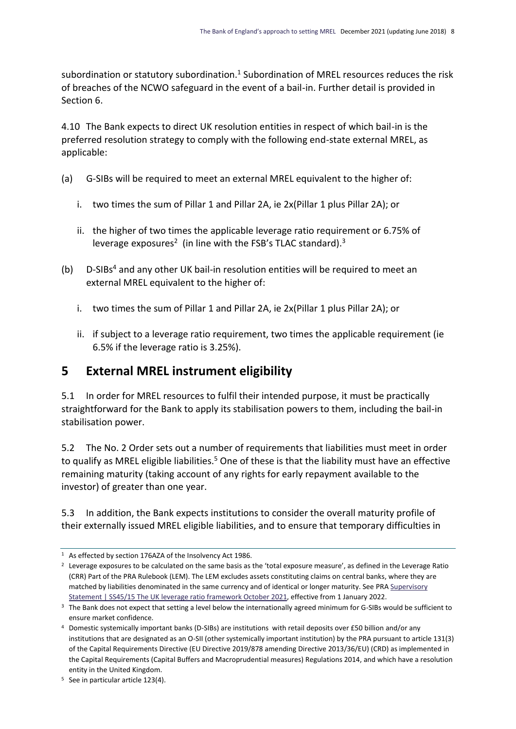subordination or statutory subordination.[1] Subordination of MREL resources reduces the risk of breaches of the NCWO safeguard in the event of a bail-in. Further detail is provided in Section 6.

4.10 The Bank expects to direct UK resolution entities in respect of which bail-in is the preferred resolution strategy to comply with the following end-state external MREL, as applicable:

(a) G-SIBs will be required to meet an external MREL equivalent to the higher of:

   i. two times the sum of Pillar 1 and Pillar 2A, ie 2x(Pillar 1 plus Pillar 2A); or

   ii. the higher of two times the applicable leverage ratio requirement or 6.75% of leverage exposures[2] (in line with the FSB's TLAC standard).[3]

(b) D-SIBs[4] and any other UK bail-in resolution entities will be required to meet an external MREL equivalent to the higher of:

   i. two times the sum of Pillar 1 and Pillar 2A, ie 2x(Pillar 1 plus Pillar 2A); or

   ii. if subject to a leverage ratio requirement, two times the applicable requirement (ie 6.5% if the leverage ratio is 3.25%).

# 5 External MREL instrument eligibility

5.1 In order for MREL resources to fulfil their intended purpose, it must be practically straightforward for the Bank to apply its stabilisation powers to them, including the bail-in stabilisation power.

5.2 The No. 2 Order sets out a number of requirements that liabilities must meet in order to qualify as MREL eligible liabilities.[5] One of these is that the liability must have an effective remaining maturity (taking account of any rights for early repayment available to the investor) of greater than one year.

5.3 In addition, the Bank expects institutions to consider the overall maturity profile of their externally issued MREL eligible liabilities, and to ensure that temporary difficulties in

---

[1] As effected by section 176AZA of the Insolvency Act 1986.

[2] Leverage exposures to be calculated on the same basis as the 'total exposure measure', as defined in the Leverage Ratio (CRR) Part of the PRA Rulebook (LEM). The LEM excludes assets constituting claims on central banks, where they are matched by liabilities denominated in the same currency and of identical or longer maturity. See PRA Supervisory Statement | SS45/15 The UK leverage ratio framework October 2021, effective from 1 January 2022.

[3] The Bank does not expect that setting a level below the internationally agreed minimum for G-SIBs would be sufficient to ensure market confidence.

[4] Domestic systemically important banks (D-SIBs) are institutions with retail deposits over £50 billion and/or any institutions that are designated as an O-SII (other systemically important institution) by the PRA pursuant to article 131(3) of the Capital Requirements Directive (EU Directive 2019/878 amending Directive 2013/36/EU) (CRD) as implemented in the Capital Requirements (Capital Buffers and Macroprudential measures) Regulations 2014, and which have a resolution entity in the United Kingdom.

[5] See in particular article 123(4).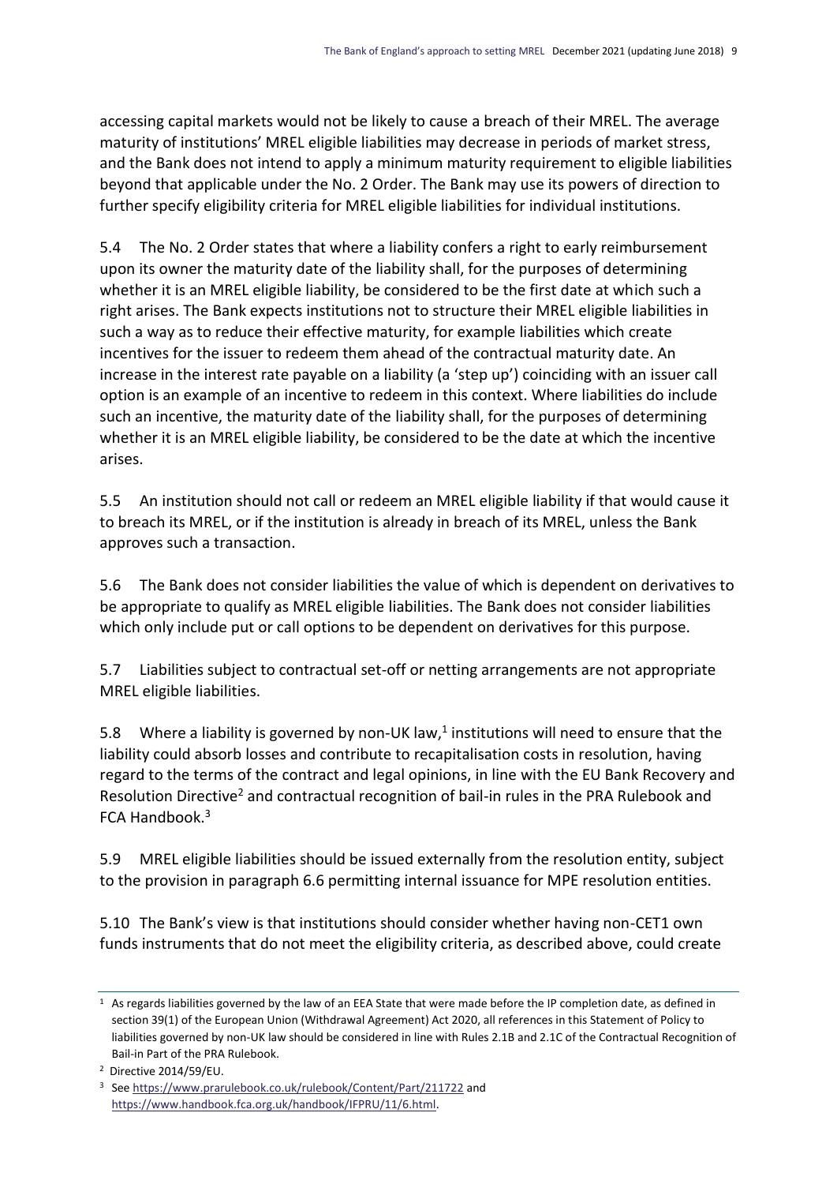accessing capital markets would not be likely to cause a breach of their MREL. The average maturity of institutions' MREL eligible liabilities may decrease in periods of market stress, and the Bank does not intend to apply a minimum maturity requirement to eligible liabilities beyond that applicable under the No. 2 Order. The Bank may use its powers of direction to further specify eligibility criteria for MREL eligible liabilities for individual institutions.

5.4 The No. 2 Order states that where a liability confers a right to early reimbursement upon its owner the maturity date of the liability shall, for the purposes of determining whether it is an MREL eligible liability, be considered to be the first date at which such a right arises. The Bank expects institutions not to structure their MREL eligible liabilities in such a way as to reduce their effective maturity, for example liabilities which create incentives for the issuer to redeem them ahead of the contractual maturity date. An increase in the interest rate payable on a liability (a 'step up') coinciding with an issuer call option is an example of an incentive to redeem in this context. Where liabilities do include such an incentive, the maturity date of the liability shall, for the purposes of determining whether it is an MREL eligible liability, be considered to be the date at which the incentive arises.

5.5 An institution should not call or redeem an MREL eligible liability if that would cause it to breach its MREL, or if the institution is already in breach of its MREL, unless the Bank approves such a transaction.

5.6 The Bank does not consider liabilities the value of which is dependent on derivatives to be appropriate to qualify as MREL eligible liabilities. The Bank does not consider liabilities which only include put or call options to be dependent on derivatives for this purpose.

5.7 Liabilities subject to contractual set-off or netting arrangements are not appropriate MREL eligible liabilities.

5.8 Where a liability is governed by non-UK law,[1] institutions will need to ensure that the liability could absorb losses and contribute to recapitalisation costs in resolution, having regard to the terms of the contract and legal opinions, in line with the EU Bank Recovery and Resolution Directive[2] and contractual recognition of bail-in rules in the PRA Rulebook and FCA Handbook.[3]

5.9 MREL eligible liabilities should be issued externally from the resolution entity, subject to the provision in paragraph 6.6 permitting internal issuance for MPE resolution entities.

5.10 The Bank's view is that institutions should consider whether having non-CET1 own funds instruments that do not meet the eligibility criteria, as described above, could create

---

[1] As regards liabilities governed by the law of an EEA State that were made before the IP completion date, as defined in section 39(1) of the European Union (Withdrawal Agreement) Act 2020, all references in this Statement of Policy to liabilities governed by non-UK law should be considered in line with Rules 2.1B and 2.1C of the Contractual Recognition of Bail-in Part of the PRA Rulebook.

[2] Directive 2014/59/EU.

[3] See https://www.prarulebook.co.uk/rulebook/Content/Part/211722 and https://www.handbook.fca.org.uk/handbook/IFPRU/11/6.html.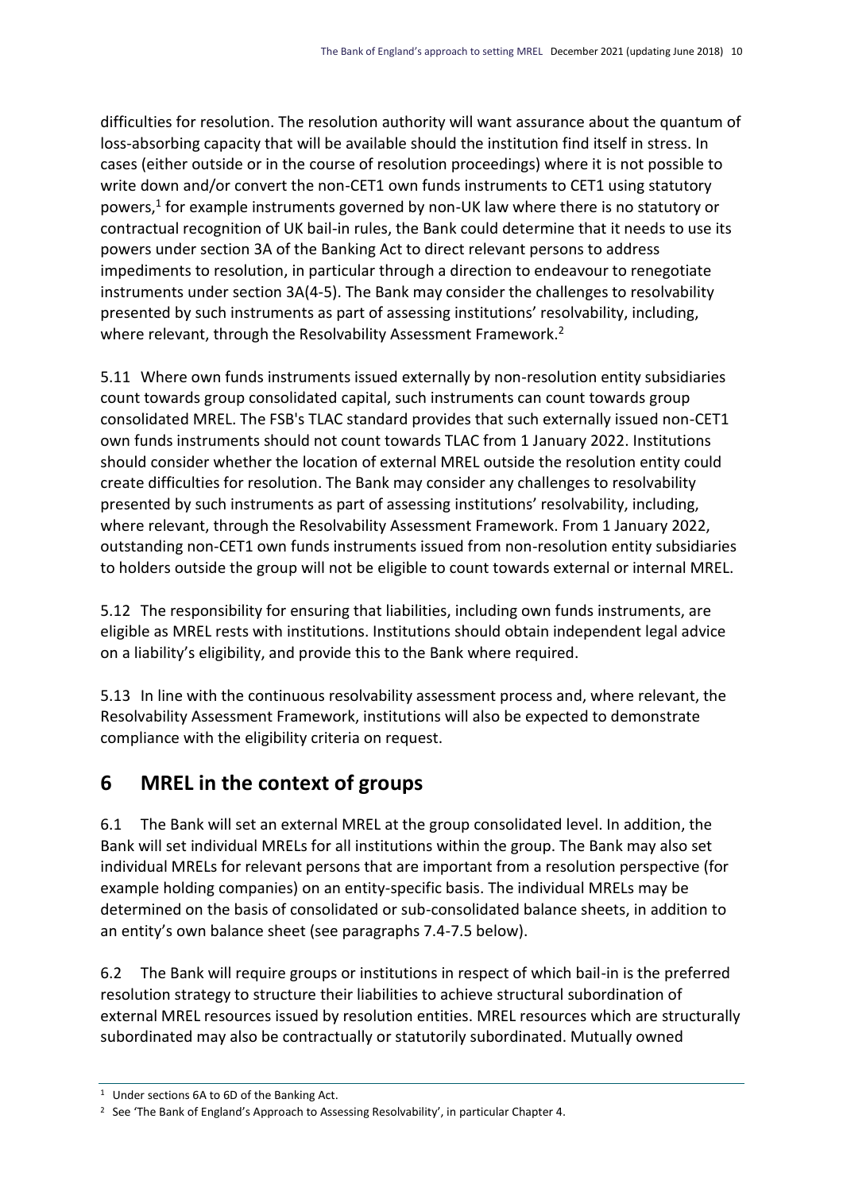difficulties for resolution. The resolution authority will want assurance about the quantum of loss-absorbing capacity that will be available should the institution find itself in stress. In cases (either outside or in the course of resolution proceedings) where it is not possible to write down and/or convert the non-CET1 own funds instruments to CET1 using statutory powers,[1] for example instruments governed by non-UK law where there is no statutory or contractual recognition of UK bail-in rules, the Bank could determine that it needs to use its powers under section 3A of the Banking Act to direct relevant persons to address impediments to resolution, in particular through a direction to endeavour to renegotiate instruments under section 3A(4-5). The Bank may consider the challenges to resolvability presented by such instruments as part of assessing institutions' resolvability, including, where relevant, through the Resolvability Assessment Framework.[2]

5.11 Where own funds instruments issued externally by non-resolution entity subsidiaries count towards group consolidated capital, such instruments can count towards group consolidated MREL. The FSB's TLAC standard provides that such externally issued non-CET1 own funds instruments should not count towards TLAC from 1 January 2022. Institutions should consider whether the location of external MREL outside the resolution entity could create difficulties for resolution. The Bank may consider any challenges to resolvability presented by such instruments as part of assessing institutions' resolvability, including, where relevant, through the Resolvability Assessment Framework. From 1 January 2022, outstanding non-CET1 own funds instruments issued from non-resolution entity subsidiaries to holders outside the group will not be eligible to count towards external or internal MREL.

5.12 The responsibility for ensuring that liabilities, including own funds instruments, are eligible as MREL rests with institutions. Institutions should obtain independent legal advice on a liability's eligibility, and provide this to the Bank where required.

5.13 In line with the continuous resolvability assessment process and, where relevant, the Resolvability Assessment Framework, institutions will also be expected to demonstrate compliance with the eligibility criteria on request.

# 6 MREL in the context of groups

6.1 The Bank will set an external MREL at the group consolidated level. In addition, the Bank will set individual MRELs for all institutions within the group. The Bank may also set individual MRELs for relevant persons that are important from a resolution perspective (for example holding companies) on an entity-specific basis. The individual MRELs may be determined on the basis of consolidated or sub-consolidated balance sheets, in addition to an entity's own balance sheet (see paragraphs 7.4-7.5 below).

6.2 The Bank will require groups or institutions in respect of which bail-in is the preferred resolution strategy to structure their liabilities to achieve structural subordination of external MREL resources issued by resolution entities. MREL resources which are structurally subordinated may also be contractually or statutorily subordinated. Mutually owned

[1] Under sections 6A to 6D of the Banking Act.

[2] See 'The Bank of England's Approach to Assessing Resolvability', in particular Chapter 4.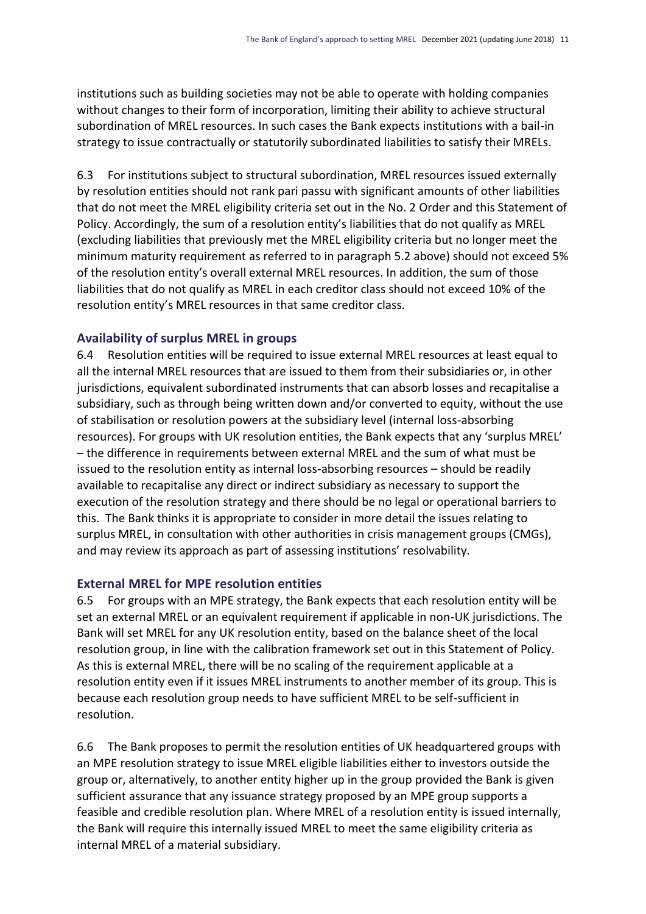institutions such as building societies may not be able to operate with holding companies without changes to their form of incorporation, limiting their ability to achieve structural subordination of MREL resources. In such cases the Bank expects institutions with a bail-in strategy to issue contractually or statutorily subordinated liabilities to satisfy their MRELs.

6.3 For institutions subject to structural subordination, MREL resources issued externally by resolution entities should not rank pari passu with significant amounts of other liabilities that do not meet the MREL eligibility criteria set out in the No. 2 Order and this Statement of Policy. Accordingly, the sum of a resolution entity's liabilities that do not qualify as MREL (excluding liabilities that previously met the MREL eligibility criteria but no longer meet the minimum maturity requirement as referred to in paragraph 5.2 above) should not exceed 5% of the resolution entity's overall external MREL resources. In addition, the sum of those liabilities that do not qualify as MREL in each creditor class should not exceed 10% of the resolution entity's MREL resources in that same creditor class.

### Availability of surplus MREL in groups

6.4 Resolution entities will be required to issue external MREL resources at least equal to all the internal MREL resources that are issued to them from their subsidiaries or, in other jurisdictions, equivalent subordinated instruments that can absorb losses and recapitalise a subsidiary, such as through being written down and/or converted to equity, without the use of stabilisation or resolution powers at the subsidiary level (internal loss-absorbing resources). For groups with UK resolution entities, the Bank expects that any 'surplus MREL' – the difference in requirements between external MREL and the sum of what must be issued to the resolution entity as internal loss-absorbing resources – should be readily available to recapitalise any direct or indirect subsidiary as necessary to support the execution of the resolution strategy and there should be no legal or operational barriers to this. The Bank thinks it is appropriate to consider in more detail the issues relating to surplus MREL, in consultation with other authorities in crisis management groups (CMGs), and may review its approach as part of assessing institutions' resolvability.

### External MREL for MPE resolution entities

6.5 For groups with an MPE strategy, the Bank expects that each resolution entity will be set an external MREL or an equivalent requirement if applicable in non-UK jurisdictions. The Bank will set MREL for any UK resolution entity, based on the balance sheet of the local resolution group, in line with the calibration framework set out in this Statement of Policy. As this is external MREL, there will be no scaling of the requirement applicable at a resolution entity even if it issues MREL instruments to another member of its group. This is because each resolution group needs to have sufficient MREL to be self-sufficient in resolution.

6.6 The Bank proposes to permit the resolution entities of UK headquartered groups with an MPE resolution strategy to issue MREL eligible liabilities either to investors outside the group or, alternatively, to another entity higher up in the group provided the Bank is given sufficient assurance that any issuance strategy proposed by an MPE group supports a feasible and credible resolution plan. Where MREL of a resolution entity is issued internally, the Bank will require this internally issued MREL to meet the same eligibility criteria as internal MREL of a material subsidiary.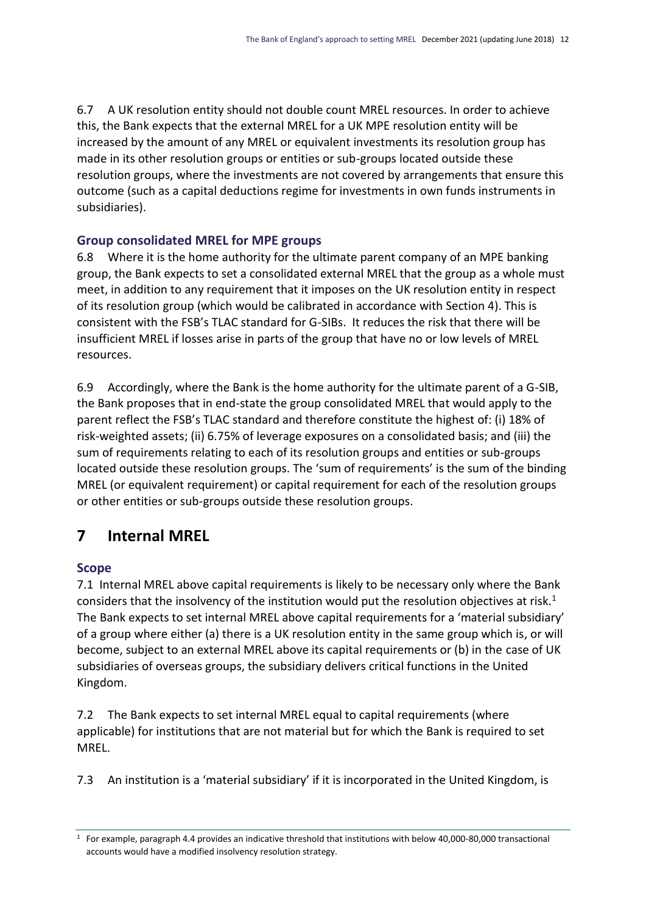6.7 A UK resolution entity should not double count MREL resources. In order to achieve this, the Bank expects that the external MREL for a UK MPE resolution entity will be increased by the amount of any MREL or equivalent investments its resolution group has made in its other resolution groups or entities or sub-groups located outside these resolution groups, where the investments are not covered by arrangements that ensure this outcome (such as a capital deductions regime for investments in own funds instruments in subsidiaries).

### Group consolidated MREL for MPE groups

6.8 Where it is the home authority for the ultimate parent company of an MPE banking group, the Bank expects to set a consolidated external MREL that the group as a whole must meet, in addition to any requirement that it imposes on the UK resolution entity in respect of its resolution group (which would be calibrated in accordance with Section 4). This is consistent with the FSB's TLAC standard for G-SIBs. It reduces the risk that there will be insufficient MREL if losses arise in parts of the group that have no or low levels of MREL resources.

6.9 Accordingly, where the Bank is the home authority for the ultimate parent of a G-SIB, the Bank proposes that in end-state the group consolidated MREL that would apply to the parent reflect the FSB's TLAC standard and therefore constitute the highest of: (i) 18% of risk-weighted assets; (ii) 6.75% of leverage exposures on a consolidated basis; and (iii) the sum of requirements relating to each of its resolution groups and entities or sub-groups located outside these resolution groups. The 'sum of requirements' is the sum of the binding MREL (or equivalent requirement) or capital requirement for each of the resolution groups or other entities or sub-groups outside these resolution groups.

## 7 Internal MREL

### Scope

7.1 Internal MREL above capital requirements is likely to be necessary only where the Bank considers that the insolvency of the institution would put the resolution objectives at risk.[1] The Bank expects to set internal MREL above capital requirements for a 'material subsidiary' of a group where either (a) there is a UK resolution entity in the same group which is, or will become, subject to an external MREL above its capital requirements or (b) in the case of UK subsidiaries of overseas groups, the subsidiary delivers critical functions in the United Kingdom.

7.2 The Bank expects to set internal MREL equal to capital requirements (where applicable) for institutions that are not material but for which the Bank is required to set MREL.

7.3 An institution is a 'material subsidiary' if it is incorporated in the United Kingdom, is

[1] For example, paragraph 4.4 provides an indicative threshold that institutions with below 40,000-80,000 transactional accounts would have a modified insolvency resolution strategy.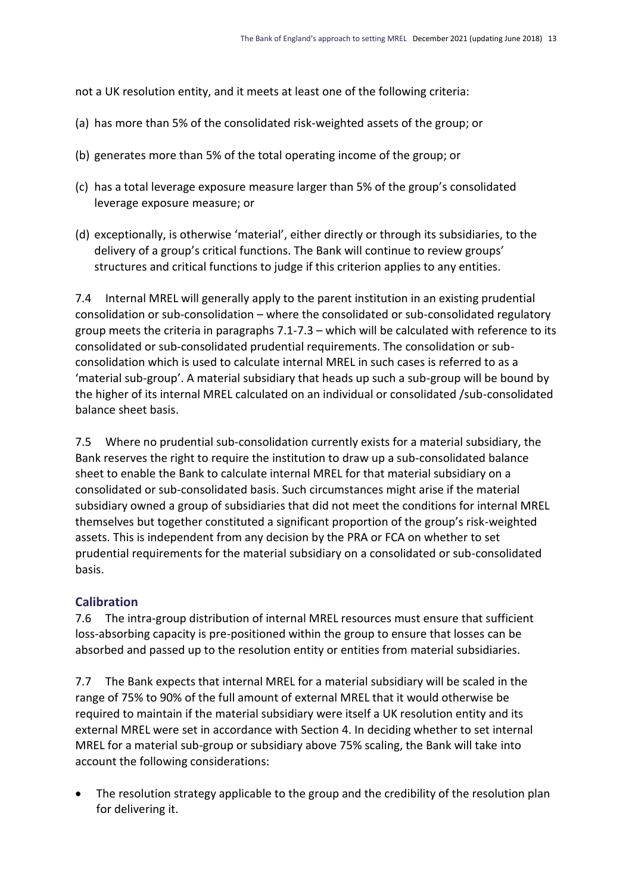not a UK resolution entity, and it meets at least one of the following criteria:

(a) has more than 5% of the consolidated risk-weighted assets of the group; or

(b) generates more than 5% of the total operating income of the group; or

(c) has a total leverage exposure measure larger than 5% of the group's consolidated leverage exposure measure; or

(d) exceptionally, is otherwise 'material', either directly or through its subsidiaries, to the delivery of a group's critical functions. The Bank will continue to review groups' structures and critical functions to judge if this criterion applies to any entities.

7.4 Internal MREL will generally apply to the parent institution in an existing prudential consolidation or sub-consolidation – where the consolidated or sub-consolidated regulatory group meets the criteria in paragraphs 7.1-7.3 – which will be calculated with reference to its consolidated or sub-consolidated prudential requirements. The consolidation or sub-consolidation which is used to calculate internal MREL in such cases is referred to as a 'material sub-group'. A material subsidiary that heads up such a sub-group will be bound by the higher of its internal MREL calculated on an individual or consolidated /sub-consolidated balance sheet basis.

7.5 Where no prudential sub-consolidation currently exists for a material subsidiary, the Bank reserves the right to require the institution to draw up a sub-consolidated balance sheet to enable the Bank to calculate internal MREL for that material subsidiary on a consolidated or sub-consolidated basis. Such circumstances might arise if the material subsidiary owned a group of subsidiaries that did not meet the conditions for internal MREL themselves but together constituted a significant proportion of the group's risk-weighted assets. This is independent from any decision by the PRA or FCA on whether to set prudential requirements for the material subsidiary on a consolidated or sub-consolidated basis.

## Calibration

7.6 The intra-group distribution of internal MREL resources must ensure that sufficient loss-absorbing capacity is pre-positioned within the group to ensure that losses can be absorbed and passed up to the resolution entity or entities from material subsidiaries.

7.7 The Bank expects that internal MREL for a material subsidiary will be scaled in the range of 75% to 90% of the full amount of external MREL that it would otherwise be required to maintain if the material subsidiary were itself a UK resolution entity and its external MREL were set in accordance with Section 4. In deciding whether to set internal MREL for a material sub-group or subsidiary above 75% scaling, the Bank will take into account the following considerations:

- The resolution strategy applicable to the group and the credibility of the resolution plan for delivering it.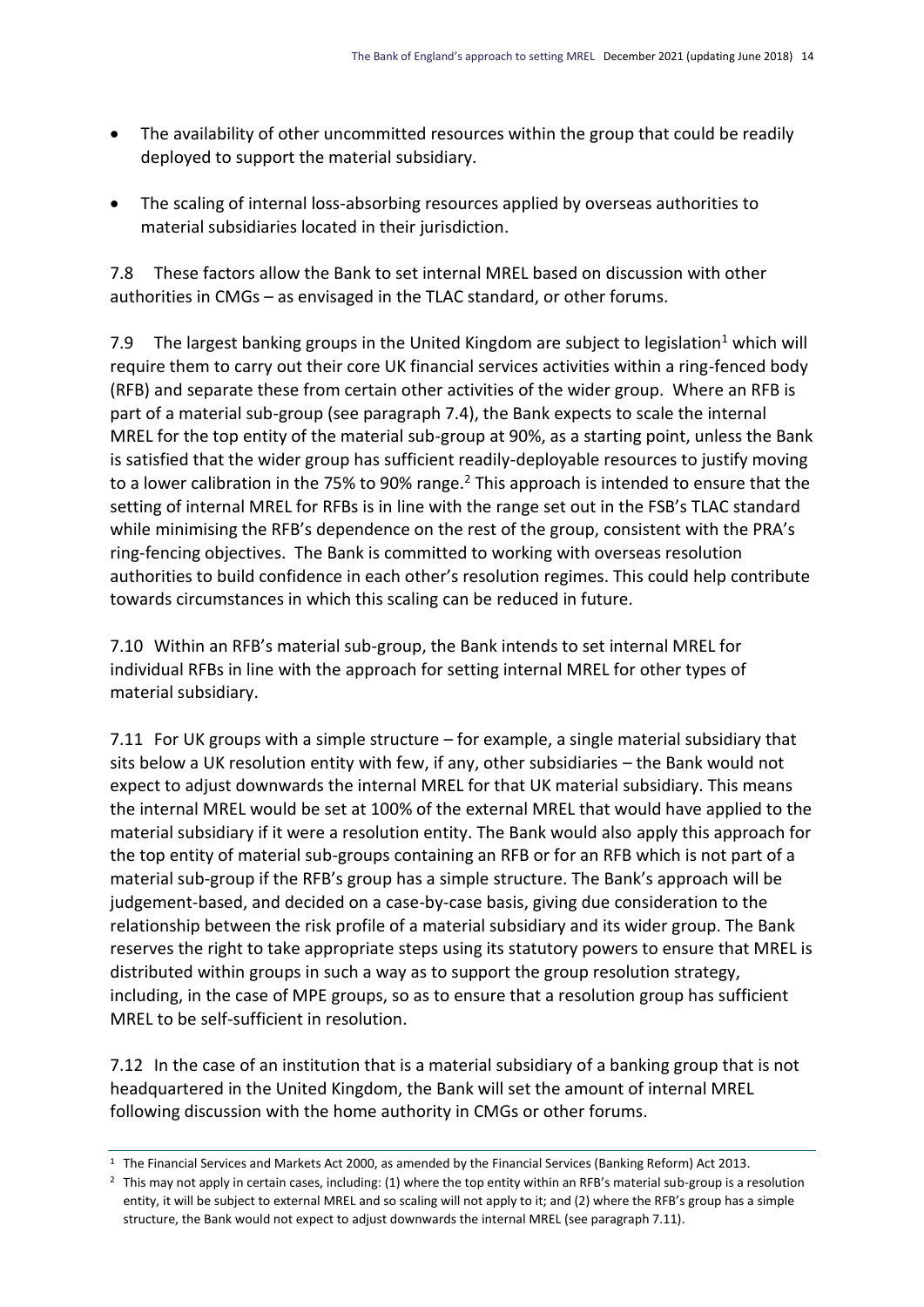- The availability of other uncommitted resources within the group that could be readily deployed to support the material subsidiary.
- The scaling of internal loss-absorbing resources applied by overseas authorities to material subsidiaries located in their jurisdiction.

7.8 These factors allow the Bank to set internal MREL based on discussion with other authorities in CMGs – as envisaged in the TLAC standard, or other forums.

7.9 The largest banking groups in the United Kingdom are subject to legislation[1] which will require them to carry out their core UK financial services activities within a ring-fenced body (RFB) and separate these from certain other activities of the wider group. Where an RFB is part of a material sub-group (see paragraph 7.4), the Bank expects to scale the internal MREL for the top entity of the material sub-group at 90%, as a starting point, unless the Bank is satisfied that the wider group has sufficient readily-deployable resources to justify moving to a lower calibration in the 75% to 90% range.[2] This approach is intended to ensure that the setting of internal MREL for RFBs is in line with the range set out in the FSB's TLAC standard while minimising the RFB's dependence on the rest of the group, consistent with the PRA's ring-fencing objectives. The Bank is committed to working with overseas resolution authorities to build confidence in each other's resolution regimes. This could help contribute towards circumstances in which this scaling can be reduced in future.

7.10 Within an RFB's material sub-group, the Bank intends to set internal MREL for individual RFBs in line with the approach for setting internal MREL for other types of material subsidiary.

7.11 For UK groups with a simple structure – for example, a single material subsidiary that sits below a UK resolution entity with few, if any, other subsidiaries – the Bank would not expect to adjust downwards the internal MREL for that UK material subsidiary. This means the internal MREL would be set at 100% of the external MREL that would have applied to the material subsidiary if it were a resolution entity. The Bank would also apply this approach for the top entity of material sub-groups containing an RFB or for an RFB which is not part of a material sub-group if the RFB's group has a simple structure. The Bank's approach will be judgement-based, and decided on a case-by-case basis, giving due consideration to the relationship between the risk profile of a material subsidiary and its wider group. The Bank reserves the right to take appropriate steps using its statutory powers to ensure that MREL is distributed within groups in such a way as to support the group resolution strategy, including, in the case of MPE groups, so as to ensure that a resolution group has sufficient MREL to be self-sufficient in resolution.

7.12 In the case of an institution that is a material subsidiary of a banking group that is not headquartered in the United Kingdom, the Bank will set the amount of internal MREL following discussion with the home authority in CMGs or other forums.

[1] The Financial Services and Markets Act 2000, as amended by the Financial Services (Banking Reform) Act 2013.

[2] This may not apply in certain cases, including: (1) where the top entity within an RFB's material sub-group is a resolution entity, it will be subject to external MREL and so scaling will not apply to it; and (2) where the RFB's group has a simple structure, the Bank would not expect to adjust downwards the internal MREL (see paragraph 7.11).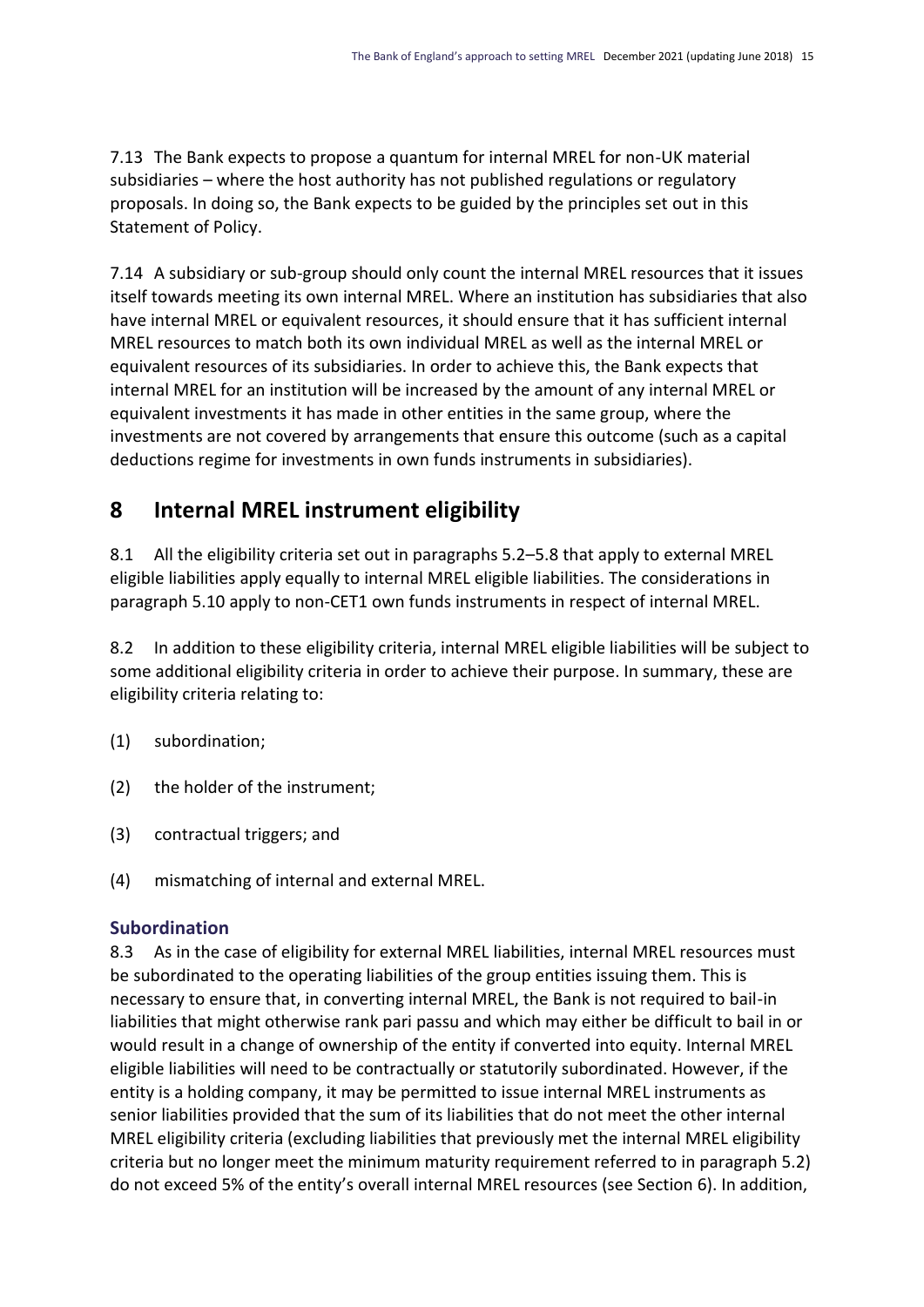7.13 The Bank expects to propose a quantum for internal MREL for non-UK material subsidiaries – where the host authority has not published regulations or regulatory proposals. In doing so, the Bank expects to be guided by the principles set out in this Statement of Policy.

7.14 A subsidiary or sub-group should only count the internal MREL resources that it issues itself towards meeting its own internal MREL. Where an institution has subsidiaries that also have internal MREL or equivalent resources, it should ensure that it has sufficient internal MREL resources to match both its own individual MREL as well as the internal MREL or equivalent resources of its subsidiaries. In order to achieve this, the Bank expects that internal MREL for an institution will be increased by the amount of any internal MREL or equivalent investments it has made in other entities in the same group, where the investments are not covered by arrangements that ensure this outcome (such as a capital deductions regime for investments in own funds instruments in subsidiaries).

# 8 Internal MREL instrument eligibility

8.1 All the eligibility criteria set out in paragraphs 5.2–5.8 that apply to external MREL eligible liabilities apply equally to internal MREL eligible liabilities. The considerations in paragraph 5.10 apply to non-CET1 own funds instruments in respect of internal MREL.

8.2 In addition to these eligibility criteria, internal MREL eligible liabilities will be subject to some additional eligibility criteria in order to achieve their purpose. In summary, these are eligibility criteria relating to:

(1) subordination;

(2) the holder of the instrument;

(3) contractual triggers; and

(4) mismatching of internal and external MREL.

### Subordination

8.3 As in the case of eligibility for external MREL liabilities, internal MREL resources must be subordinated to the operating liabilities of the group entities issuing them. This is necessary to ensure that, in converting internal MREL, the Bank is not required to bail-in liabilities that might otherwise rank pari passu and which may either be difficult to bail in or would result in a change of ownership of the entity if converted into equity. Internal MREL eligible liabilities will need to be contractually or statutorily subordinated. However, if the entity is a holding company, it may be permitted to issue internal MREL instruments as senior liabilities provided that the sum of its liabilities that do not meet the other internal MREL eligibility criteria (excluding liabilities that previously met the internal MREL eligibility criteria but no longer meet the minimum maturity requirement referred to in paragraph 5.2) do not exceed 5% of the entity's overall internal MREL resources (see Section 6). In addition,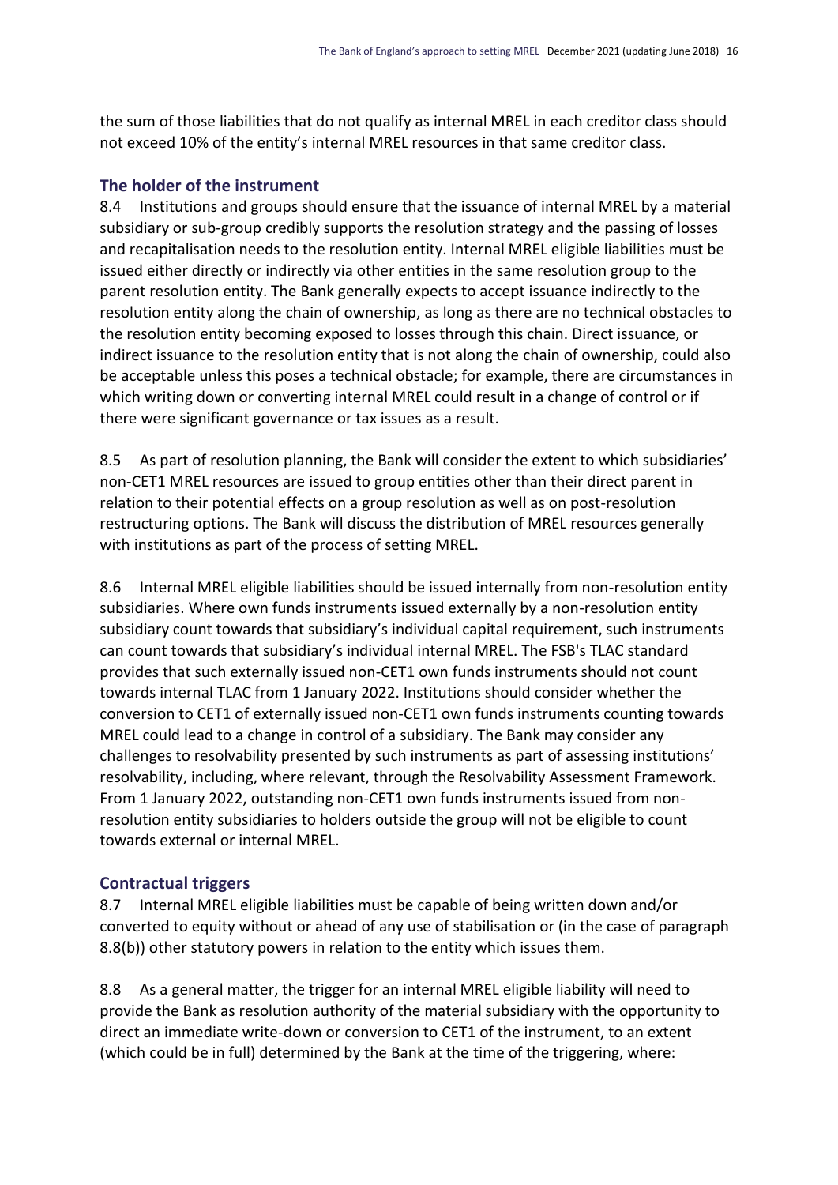the sum of those liabilities that do not qualify as internal MREL in each creditor class should not exceed 10% of the entity's internal MREL resources in that same creditor class.

### The holder of the instrument

8.4 Institutions and groups should ensure that the issuance of internal MREL by a material subsidiary or sub-group credibly supports the resolution strategy and the passing of losses and recapitalisation needs to the resolution entity. Internal MREL eligible liabilities must be issued either directly or indirectly via other entities in the same resolution group to the parent resolution entity. The Bank generally expects to accept issuance indirectly to the resolution entity along the chain of ownership, as long as there are no technical obstacles to the resolution entity becoming exposed to losses through this chain. Direct issuance, or indirect issuance to the resolution entity that is not along the chain of ownership, could also be acceptable unless this poses a technical obstacle; for example, there are circumstances in which writing down or converting internal MREL could result in a change of control or if there were significant governance or tax issues as a result.

8.5 As part of resolution planning, the Bank will consider the extent to which subsidiaries' non-CET1 MREL resources are issued to group entities other than their direct parent in relation to their potential effects on a group resolution as well as on post-resolution restructuring options. The Bank will discuss the distribution of MREL resources generally with institutions as part of the process of setting MREL.

8.6 Internal MREL eligible liabilities should be issued internally from non-resolution entity subsidiaries. Where own funds instruments issued externally by a non-resolution entity subsidiary count towards that subsidiary's individual capital requirement, such instruments can count towards that subsidiary's individual internal MREL. The FSB's TLAC standard provides that such externally issued non-CET1 own funds instruments should not count towards internal TLAC from 1 January 2022. Institutions should consider whether the conversion to CET1 of externally issued non-CET1 own funds instruments counting towards MREL could lead to a change in control of a subsidiary. The Bank may consider any challenges to resolvability presented by such instruments as part of assessing institutions' resolvability, including, where relevant, through the Resolvability Assessment Framework. From 1 January 2022, outstanding non-CET1 own funds instruments issued from non-resolution entity subsidiaries to holders outside the group will not be eligible to count towards external or internal MREL.

### Contractual triggers

8.7 Internal MREL eligible liabilities must be capable of being written down and/or converted to equity without or ahead of any use of stabilisation or (in the case of paragraph 8.8(b)) other statutory powers in relation to the entity which issues them.

8.8 As a general matter, the trigger for an internal MREL eligible liability will need to provide the Bank as resolution authority of the material subsidiary with the opportunity to direct an immediate write-down or conversion to CET1 of the instrument, to an extent (which could be in full) determined by the Bank at the time of the triggering, where: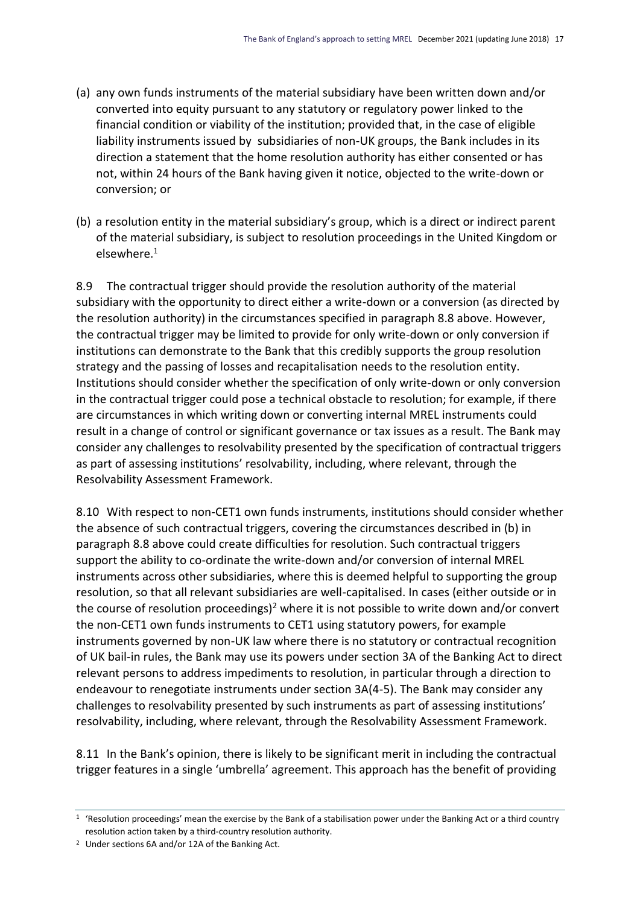(a) any own funds instruments of the material subsidiary have been written down and/or converted into equity pursuant to any statutory or regulatory power linked to the financial condition or viability of the institution; provided that, in the case of eligible liability instruments issued by subsidiaries of non-UK groups, the Bank includes in its direction a statement that the home resolution authority has either consented or has not, within 24 hours of the Bank having given it notice, objected to the write-down or conversion; or

(b) a resolution entity in the material subsidiary's group, which is a direct or indirect parent of the material subsidiary, is subject to resolution proceedings in the United Kingdom or elsewhere.[1]

8.9 The contractual trigger should provide the resolution authority of the material subsidiary with the opportunity to direct either a write-down or a conversion (as directed by the resolution authority) in the circumstances specified in paragraph 8.8 above. However, the contractual trigger may be limited to provide for only write-down or only conversion if institutions can demonstrate to the Bank that this credibly supports the group resolution strategy and the passing of losses and recapitalisation needs to the resolution entity. Institutions should consider whether the specification of only write-down or only conversion in the contractual trigger could pose a technical obstacle to resolution; for example, if there are circumstances in which writing down or converting internal MREL instruments could result in a change of control or significant governance or tax issues as a result. The Bank may consider any challenges to resolvability presented by the specification of contractual triggers as part of assessing institutions' resolvability, including, where relevant, through the Resolvability Assessment Framework.

8.10 With respect to non-CET1 own funds instruments, institutions should consider whether the absence of such contractual triggers, covering the circumstances described in (b) in paragraph 8.8 above could create difficulties for resolution. Such contractual triggers support the ability to co-ordinate the write-down and/or conversion of internal MREL instruments across other subsidiaries, where this is deemed helpful to supporting the group resolution, so that all relevant subsidiaries are well-capitalised. In cases (either outside or in the course of resolution proceedings)[2] where it is not possible to write down and/or convert the non-CET1 own funds instruments to CET1 using statutory powers, for example instruments governed by non-UK law where there is no statutory or contractual recognition of UK bail-in rules, the Bank may use its powers under section 3A of the Banking Act to direct relevant persons to address impediments to resolution, in particular through a direction to endeavour to renegotiate instruments under section 3A(4-5). The Bank may consider any challenges to resolvability presented by such instruments as part of assessing institutions' resolvability, including, where relevant, through the Resolvability Assessment Framework.

8.11 In the Bank's opinion, there is likely to be significant merit in including the contractual trigger features in a single 'umbrella' agreement. This approach has the benefit of providing

---

[1] 'Resolution proceedings' mean the exercise by the Bank of a stabilisation power under the Banking Act or a third country resolution action taken by a third-country resolution authority.

[2] Under sections 6A and/or 12A of the Banking Act.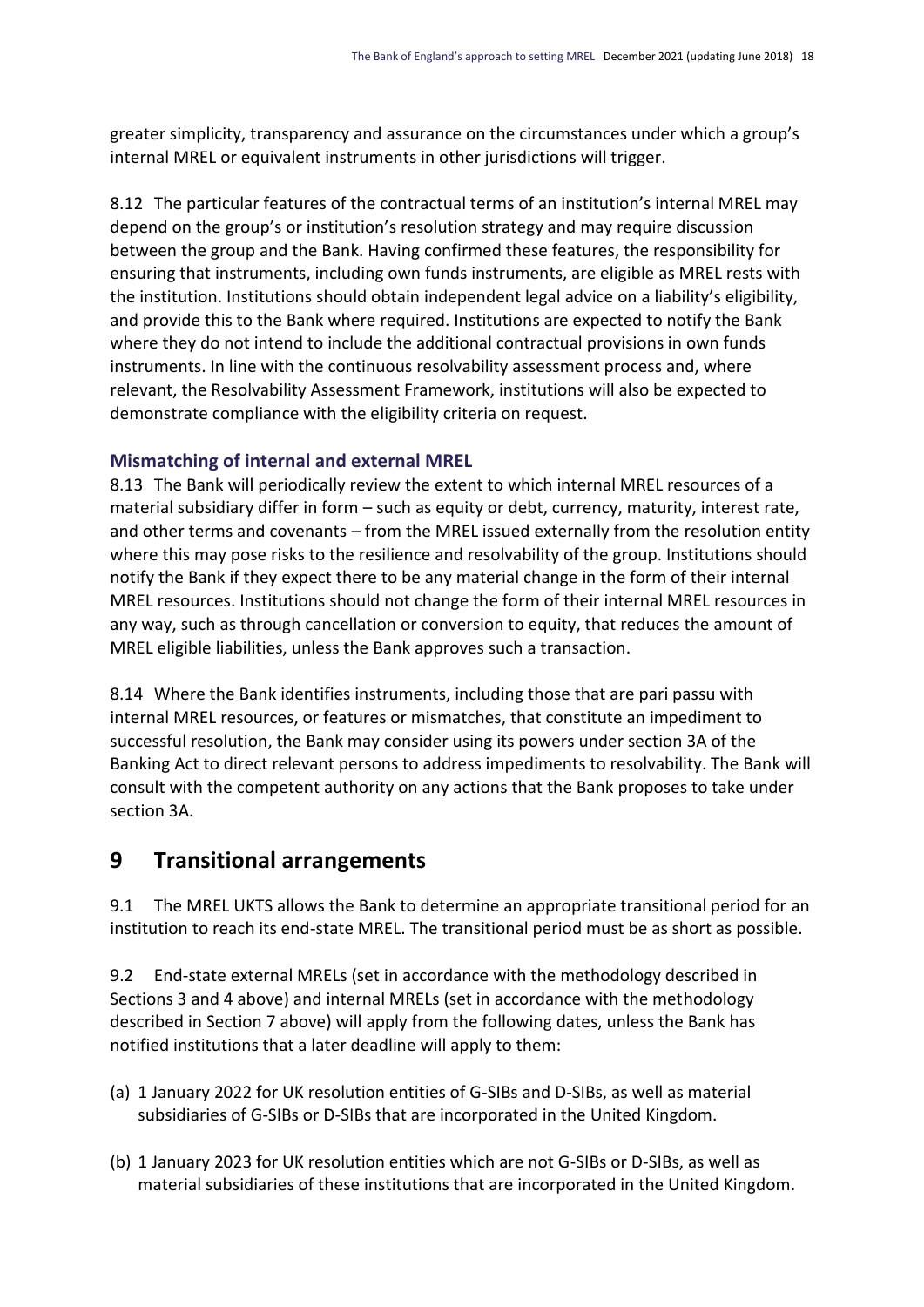greater simplicity, transparency and assurance on the circumstances under which a group's internal MREL or equivalent instruments in other jurisdictions will trigger.

8.12 The particular features of the contractual terms of an institution's internal MREL may depend on the group's or institution's resolution strategy and may require discussion between the group and the Bank. Having confirmed these features, the responsibility for ensuring that instruments, including own funds instruments, are eligible as MREL rests with the institution. Institutions should obtain independent legal advice on a liability's eligibility, and provide this to the Bank where required. Institutions are expected to notify the Bank where they do not intend to include the additional contractual provisions in own funds instruments. In line with the continuous resolvability assessment process and, where relevant, the Resolvability Assessment Framework, institutions will also be expected to demonstrate compliance with the eligibility criteria on request.

### Mismatching of internal and external MREL

8.13 The Bank will periodically review the extent to which internal MREL resources of a material subsidiary differ in form – such as equity or debt, currency, maturity, interest rate, and other terms and covenants – from the MREL issued externally from the resolution entity where this may pose risks to the resilience and resolvability of the group. Institutions should notify the Bank if they expect there to be any material change in the form of their internal MREL resources. Institutions should not change the form of their internal MREL resources in any way, such as through cancellation or conversion to equity, that reduces the amount of MREL eligible liabilities, unless the Bank approves such a transaction.

8.14 Where the Bank identifies instruments, including those that are pari passu with internal MREL resources, or features or mismatches, that constitute an impediment to successful resolution, the Bank may consider using its powers under section 3A of the Banking Act to direct relevant persons to address impediments to resolvability. The Bank will consult with the competent authority on any actions that the Bank proposes to take under section 3A.

## 9 Transitional arrangements

9.1 The MREL UKTS allows the Bank to determine an appropriate transitional period for an institution to reach its end-state MREL. The transitional period must be as short as possible.

9.2 End-state external MRELs (set in accordance with the methodology described in Sections 3 and 4 above) and internal MRELs (set in accordance with the methodology described in Section 7 above) will apply from the following dates, unless the Bank has notified institutions that a later deadline will apply to them:

(a) 1 January 2022 for UK resolution entities of G-SIBs and D-SIBs, as well as material subsidiaries of G-SIBs or D-SIBs that are incorporated in the United Kingdom.

(b) 1 January 2023 for UK resolution entities which are not G-SIBs or D-SIBs, as well as material subsidiaries of these institutions that are incorporated in the United Kingdom.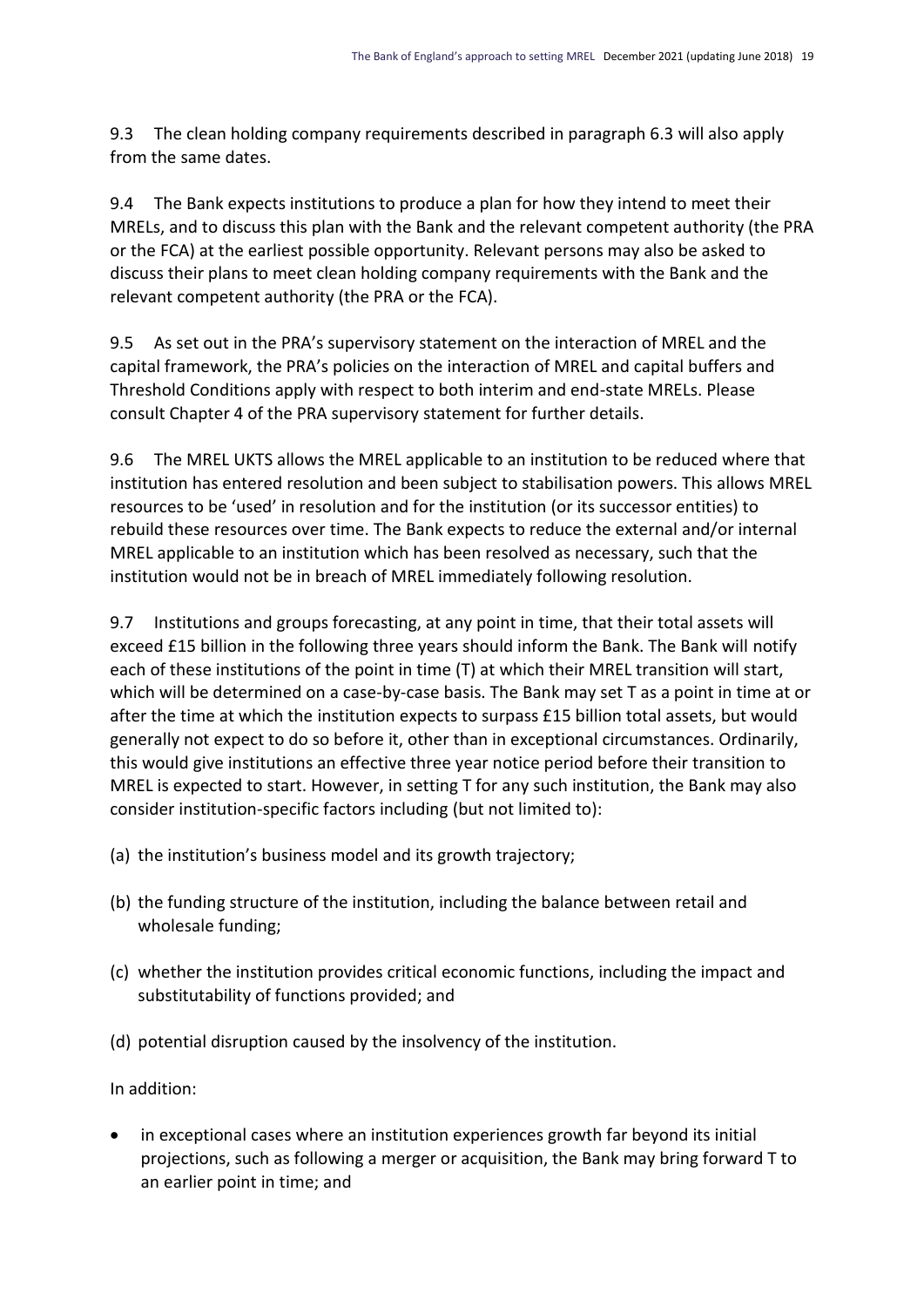9.3 The clean holding company requirements described in paragraph 6.3 will also apply from the same dates.

9.4 The Bank expects institutions to produce a plan for how they intend to meet their MRELs, and to discuss this plan with the Bank and the relevant competent authority (the PRA or the FCA) at the earliest possible opportunity. Relevant persons may also be asked to discuss their plans to meet clean holding company requirements with the Bank and the relevant competent authority (the PRA or the FCA).

9.5 As set out in the PRA's supervisory statement on the interaction of MREL and the capital framework, the PRA's policies on the interaction of MREL and capital buffers and Threshold Conditions apply with respect to both interim and end-state MRELs. Please consult Chapter 4 of the PRA supervisory statement for further details.

9.6 The MREL UKTS allows the MREL applicable to an institution to be reduced where that institution has entered resolution and been subject to stabilisation powers. This allows MREL resources to be 'used' in resolution and for the institution (or its successor entities) to rebuild these resources over time. The Bank expects to reduce the external and/or internal MREL applicable to an institution which has been resolved as necessary, such that the institution would not be in breach of MREL immediately following resolution.

9.7 Institutions and groups forecasting, at any point in time, that their total assets will exceed £15 billion in the following three years should inform the Bank. The Bank will notify each of these institutions of the point in time (T) at which their MREL transition will start, which will be determined on a case-by-case basis. The Bank may set T as a point in time at or after the time at which the institution expects to surpass £15 billion total assets, but would generally not expect to do so before it, other than in exceptional circumstances. Ordinarily, this would give institutions an effective three year notice period before their transition to MREL is expected to start. However, in setting T for any such institution, the Bank may also consider institution-specific factors including (but not limited to):

(a) the institution's business model and its growth trajectory;

(b) the funding structure of the institution, including the balance between retail and wholesale funding;

(c) whether the institution provides critical economic functions, including the impact and substitutability of functions provided; and

(d) potential disruption caused by the insolvency of the institution.

In addition:

- in exceptional cases where an institution experiences growth far beyond its initial projections, such as following a merger or acquisition, the Bank may bring forward T to an earlier point in time; and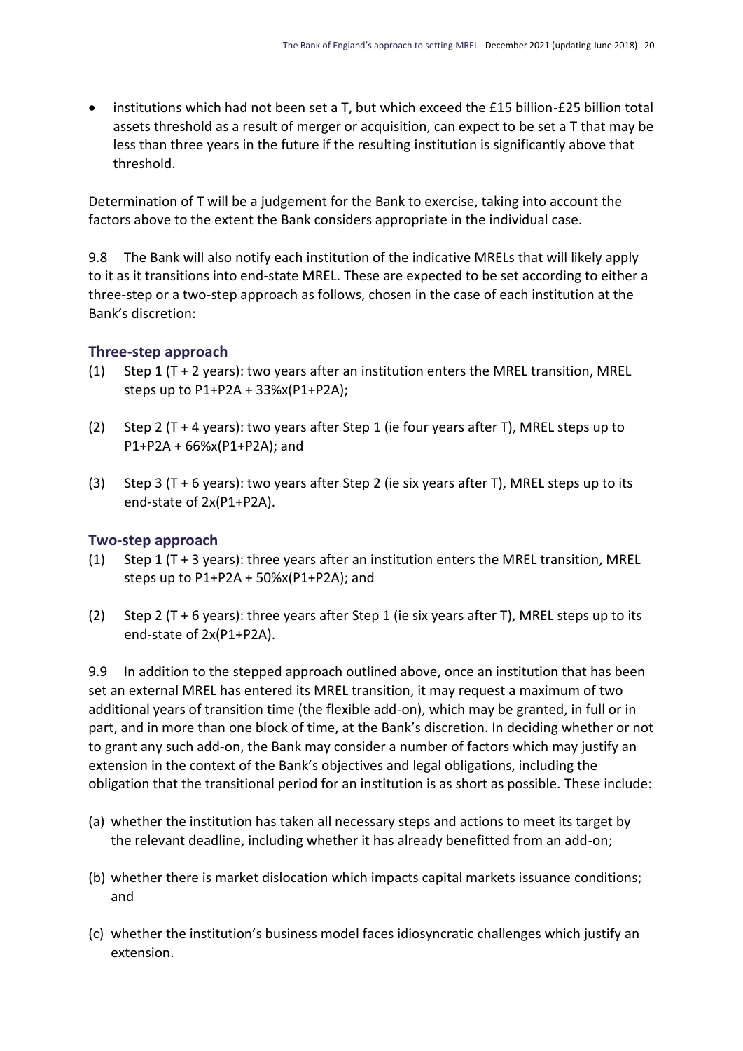- institutions which had not been set a T, but which exceed the £15 billion-£25 billion total assets threshold as a result of merger or acquisition, can expect to be set a T that may be less than three years in the future if the resulting institution is significantly above that threshold.

Determination of T will be a judgement for the Bank to exercise, taking into account the factors above to the extent the Bank considers appropriate in the individual case.

9.8 The Bank will also notify each institution of the indicative MRELs that will likely apply to it as it transitions into end-state MREL. These are expected to be set according to either a three-step or a two-step approach as follows, chosen in the case of each institution at the Bank's discretion:

### Three-step approach

(1) Step 1 (T + 2 years): two years after an institution enters the MREL transition, MREL steps up to P1+P2A + 33%x(P1+P2A);

(2) Step 2 (T + 4 years): two years after Step 1 (ie four years after T), MREL steps up to P1+P2A + 66%x(P1+P2A); and

(3) Step 3 (T + 6 years): two years after Step 2 (ie six years after T), MREL steps up to its end-state of 2x(P1+P2A).

### Two-step approach

(1) Step 1 (T + 3 years): three years after an institution enters the MREL transition, MREL steps up to P1+P2A + 50%x(P1+P2A); and

(2) Step 2 (T + 6 years): three years after Step 1 (ie six years after T), MREL steps up to its end-state of 2x(P1+P2A).

9.9 In addition to the stepped approach outlined above, once an institution that has been set an external MREL has entered its MREL transition, it may request a maximum of two additional years of transition time (the flexible add-on), which may be granted, in full or in part, and in more than one block of time, at the Bank's discretion. In deciding whether or not to grant any such add-on, the Bank may consider a number of factors which may justify an extension in the context of the Bank's objectives and legal obligations, including the obligation that the transitional period for an institution is as short as possible. These include:

(a) whether the institution has taken all necessary steps and actions to meet its target by the relevant deadline, including whether it has already benefitted from an add-on;

(b) whether there is market dislocation which impacts capital markets issuance conditions; and

(c) whether the institution's business model faces idiosyncratic challenges which justify an extension.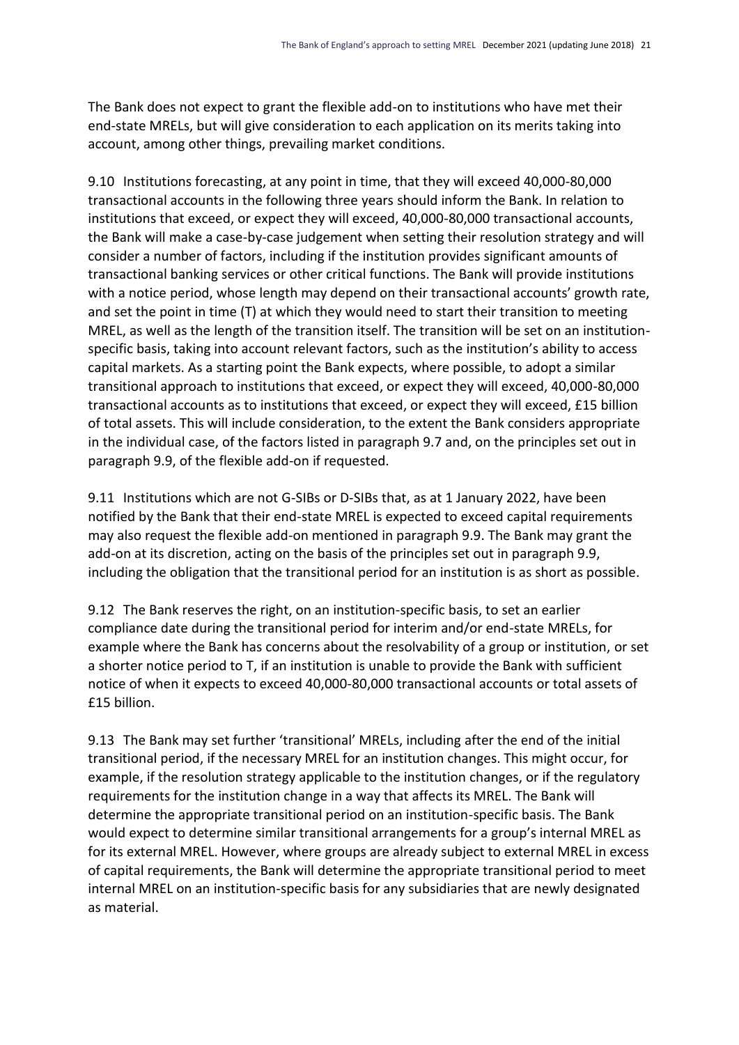The Bank does not expect to grant the flexible add-on to institutions who have met their end-state MRELs, but will give consideration to each application on its merits taking into account, among other things, prevailing market conditions.

9.10 Institutions forecasting, at any point in time, that they will exceed 40,000-80,000 transactional accounts in the following three years should inform the Bank. In relation to institutions that exceed, or expect they will exceed, 40,000-80,000 transactional accounts, the Bank will make a case-by-case judgement when setting their resolution strategy and will consider a number of factors, including if the institution provides significant amounts of transactional banking services or other critical functions. The Bank will provide institutions with a notice period, whose length may depend on their transactional accounts' growth rate, and set the point in time (T) at which they would need to start their transition to meeting MREL, as well as the length of the transition itself. The transition will be set on an institution-specific basis, taking into account relevant factors, such as the institution's ability to access capital markets. As a starting point the Bank expects, where possible, to adopt a similar transitional approach to institutions that exceed, or expect they will exceed, 40,000-80,000 transactional accounts as to institutions that exceed, or expect they will exceed, £15 billion of total assets. This will include consideration, to the extent the Bank considers appropriate in the individual case, of the factors listed in paragraph 9.7 and, on the principles set out in paragraph 9.9, of the flexible add-on if requested.

9.11 Institutions which are not G-SIBs or D-SIBs that, as at 1 January 2022, have been notified by the Bank that their end-state MREL is expected to exceed capital requirements may also request the flexible add-on mentioned in paragraph 9.9. The Bank may grant the add-on at its discretion, acting on the basis of the principles set out in paragraph 9.9, including the obligation that the transitional period for an institution is as short as possible.

9.12 The Bank reserves the right, on an institution-specific basis, to set an earlier compliance date during the transitional period for interim and/or end-state MRELs, for example where the Bank has concerns about the resolvability of a group or institution, or set a shorter notice period to T, if an institution is unable to provide the Bank with sufficient notice of when it expects to exceed 40,000-80,000 transactional accounts or total assets of £15 billion.

9.13 The Bank may set further 'transitional' MRELs, including after the end of the initial transitional period, if the necessary MREL for an institution changes. This might occur, for example, if the resolution strategy applicable to the institution changes, or if the regulatory requirements for the institution change in a way that affects its MREL. The Bank will determine the appropriate transitional period on an institution-specific basis. The Bank would expect to determine similar transitional arrangements for a group's internal MREL as for its external MREL. However, where groups are already subject to external MREL in excess of capital requirements, the Bank will determine the appropriate transitional period to meet internal MREL on an institution-specific basis for any subsidiaries that are newly designated as material.